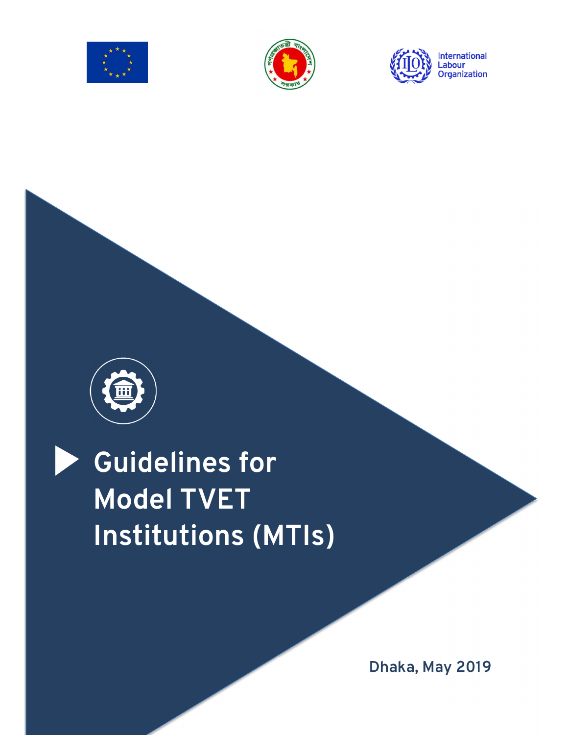International Labour Organization

# Guidelines for Model TVET Institutions (MTIs)

Dhaka, May 2019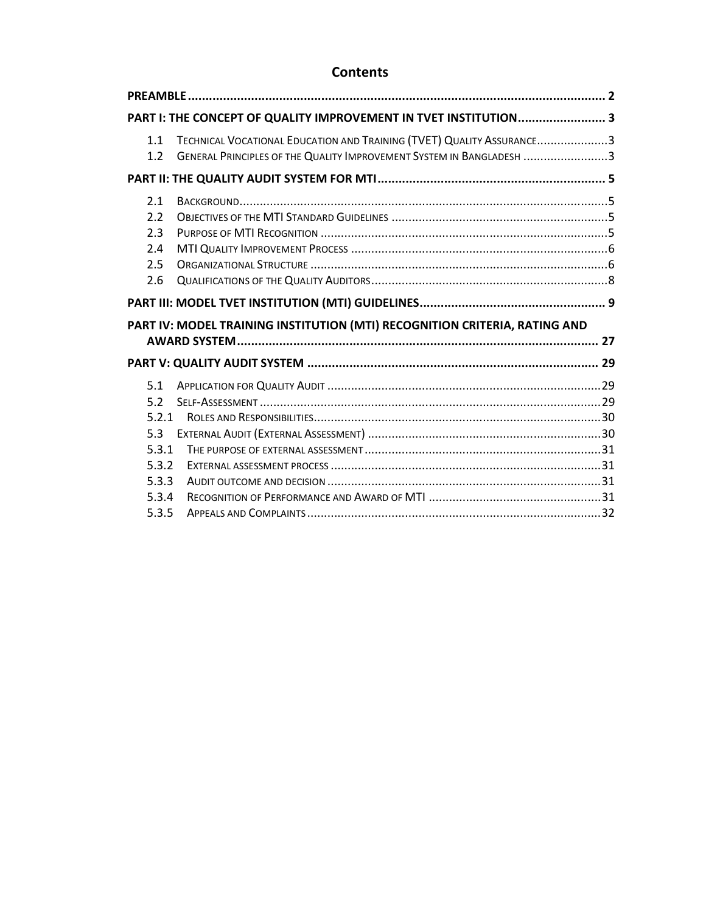# Contents

**PREAMBLE** ........................................................................................................................ 2

**PART I: THE CONCEPT OF QUALITY IMPROVEMENT IN TVET INSTITUTION** ......................... 3

- 1.1 Technical Vocational Education and Training (TVET) Quality Assurance ..................... 3
- 1.2 General Principles of the Quality Improvement System in Bangladesh ......................... 3

**PART II: THE QUALITY AUDIT SYSTEM FOR MTI** ................................................................. 5

- 2.1 Background ............................................................................................................. 5
- 2.2 Objectives of the MTI Standard Guidelines ................................................................ 5
- 2.3 Purpose of MTI Recognition ..................................................................................... 5
- 2.4 MTI Quality Improvement Process ............................................................................ 6
- 2.5 Organizational Structure ......................................................................................... 6
- 2.6 Qualifications of the Quality Auditors ....................................................................... 8

**PART III: MODEL TVET INSTITUTION (MTI) GUIDELINES** ..................................................... 9

**PART IV: MODEL TRAINING INSTITUTION (MTI) RECOGNITION CRITERIA, RATING AND AWARD SYSTEM** ....................................................................................................... 27

**PART V: QUALITY AUDIT SYSTEM** .................................................................................... 29

- 5.1 Application for Quality Audit ................................................................................. 29
- 5.2 Self-Assessment ..................................................................................................... 29
- 5.2.1 Roles and Responsibilities ...................................................................................... 30
- 5.3 External Audit (External Assessment) ..................................................................... 30
- 5.3.1 The purpose of external assessment ...................................................................... 31
- 5.3.2 External assessment process ................................................................................. 31
- 5.3.3 Audit outcome and decision .................................................................................. 31
- 5.3.4 Recognition of Performance and Award of MTI ...................................................... 31
- 5.3.5 Appeals and Complaints ........................................................................................ 32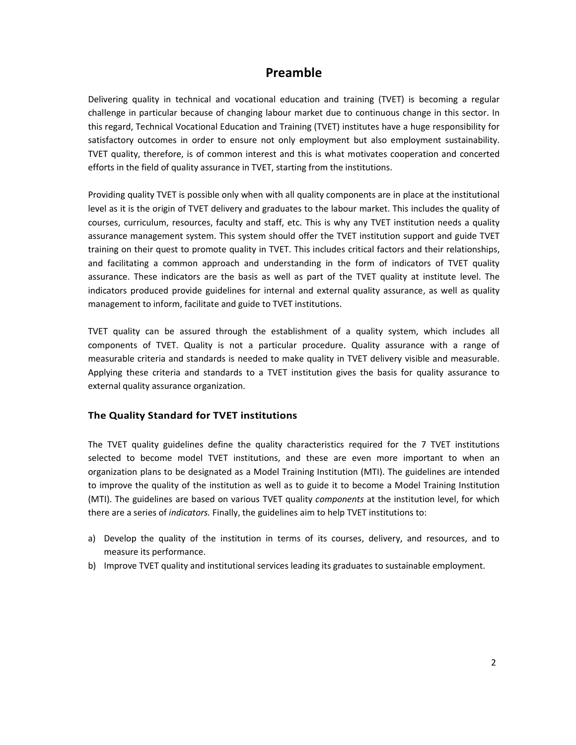# Preamble

Delivering quality in technical and vocational education and training (TVET) is becoming a regular challenge in particular because of changing labour market due to continuous change in this sector. In this regard, Technical Vocational Education and Training (TVET) institutes have a huge responsibility for satisfactory outcomes in order to ensure not only employment but also employment sustainability. TVET quality, therefore, is of common interest and this is what motivates cooperation and concerted efforts in the field of quality assurance in TVET, starting from the institutions.

Providing quality TVET is possible only when with all quality components are in place at the institutional level as it is the origin of TVET delivery and graduates to the labour market. This includes the quality of courses, curriculum, resources, faculty and staff, etc. This is why any TVET institution needs a quality assurance management system. This system should offer the TVET institution support and guide TVET training on their quest to promote quality in TVET. This includes critical factors and their relationships, and facilitating a common approach and understanding in the form of indicators of TVET quality assurance. These indicators are the basis as well as part of the TVET quality at institute level. The indicators produced provide guidelines for internal and external quality assurance, as well as quality management to inform, facilitate and guide to TVET institutions.

TVET quality can be assured through the establishment of a quality system, which includes all components of TVET. Quality is not a particular procedure. Quality assurance with a range of measurable criteria and standards is needed to make quality in TVET delivery visible and measurable. Applying these criteria and standards to a TVET institution gives the basis for quality assurance to external quality assurance organization.

### The Quality Standard for TVET institutions

The TVET quality guidelines define the quality characteristics required for the 7 TVET institutions selected to become model TVET institutions, and these are even more important to when an organization plans to be designated as a Model Training Institution (MTI). The guidelines are intended to improve the quality of the institution as well as to guide it to become a Model Training Institution (MTI). The guidelines are based on various TVET quality *components* at the institution level, for which there are a series of *indicators.* Finally, the guidelines aim to help TVET institutions to:

a) Develop the quality of the institution in terms of its courses, delivery, and resources, and to measure its performance.
b) Improve TVET quality and institutional services leading its graduates to sustainable employment.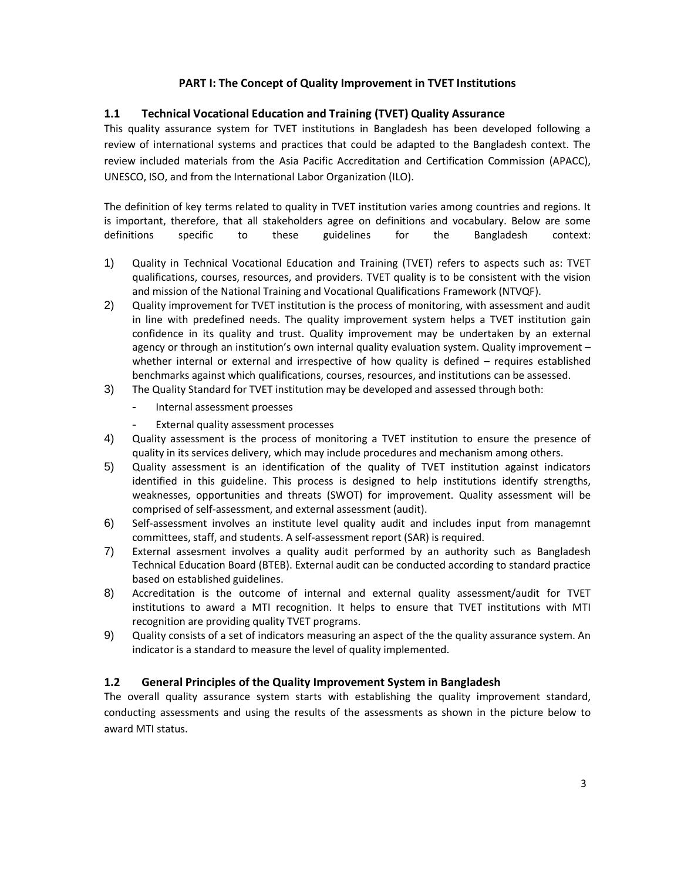## PART I: The Concept of Quality Improvement in TVET Institutions

### 1.1 Technical Vocational Education and Training (TVET) Quality Assurance

This quality assurance system for TVET institutions in Bangladesh has been developed following a review of international systems and practices that could be adapted to the Bangladesh context. The review included materials from the Asia Pacific Accreditation and Certification Commission (APACC), UNESCO, ISO, and from the International Labor Organization (ILO).

The definition of key terms related to quality in TVET institution varies among countries and regions. It is important, therefore, that all stakeholders agree on definitions and vocabulary. Below are some definitions specific to these guidelines for the Bangladesh context:

1) Quality in Technical Vocational Education and Training (TVET) refers to aspects such as: TVET qualifications, courses, resources, and providers. TVET quality is to be consistent with the vision and mission of the National Training and Vocational Qualifications Framework (NTVQF).
2) Quality improvement for TVET institution is the process of monitoring, with assessment and audit in line with predefined needs. The quality improvement system helps a TVET institution gain confidence in its quality and trust. Quality improvement may be undertaken by an external agency or through an institution's own internal quality evaluation system. Quality improvement – whether internal or external and irrespective of how quality is defined – requires established benchmarks against which qualifications, courses, resources, and institutions can be assessed.
3) The Quality Standard for TVET institution may be developed and assessed through both:
   - Internal assessment proesses
   - External quality assessment processes
4) Quality assessment is the process of monitoring a TVET institution to ensure the presence of quality in its services delivery, which may include procedures and mechanism among others.
5) Quality assessment is an identification of the quality of TVET institution against indicators identified in this guideline. This process is designed to help institutions identify strengths, weaknesses, opportunities and threats (SWOT) for improvement. Quality assessment will be comprised of self-assessment, and external assessment (audit).
6) Self-assessment involves an institute level quality audit and includes input from managemnt committees, staff, and students. A self-assessment report (SAR) is required.
7) External assesment involves a quality audit performed by an authority such as Bangladesh Technical Education Board (BTEB). External audit can be conducted according to standard practice based on established guidelines.
8) Accreditation is the outcome of internal and external quality assessment/audit for TVET institutions to award a MTI recognition. It helps to ensure that TVET institutions with MTI recognition are providing quality TVET programs.
9) Quality consists of a set of indicators measuring an aspect of the the quality assurance system. An indicator is a standard to measure the level of quality implemented.

### 1.2 General Principles of the Quality Improvement System in Bangladesh

The overall quality assurance system starts with establishing the quality improvement standard, conducting assessments and using the results of the assessments as shown in the picture below to award MTI status.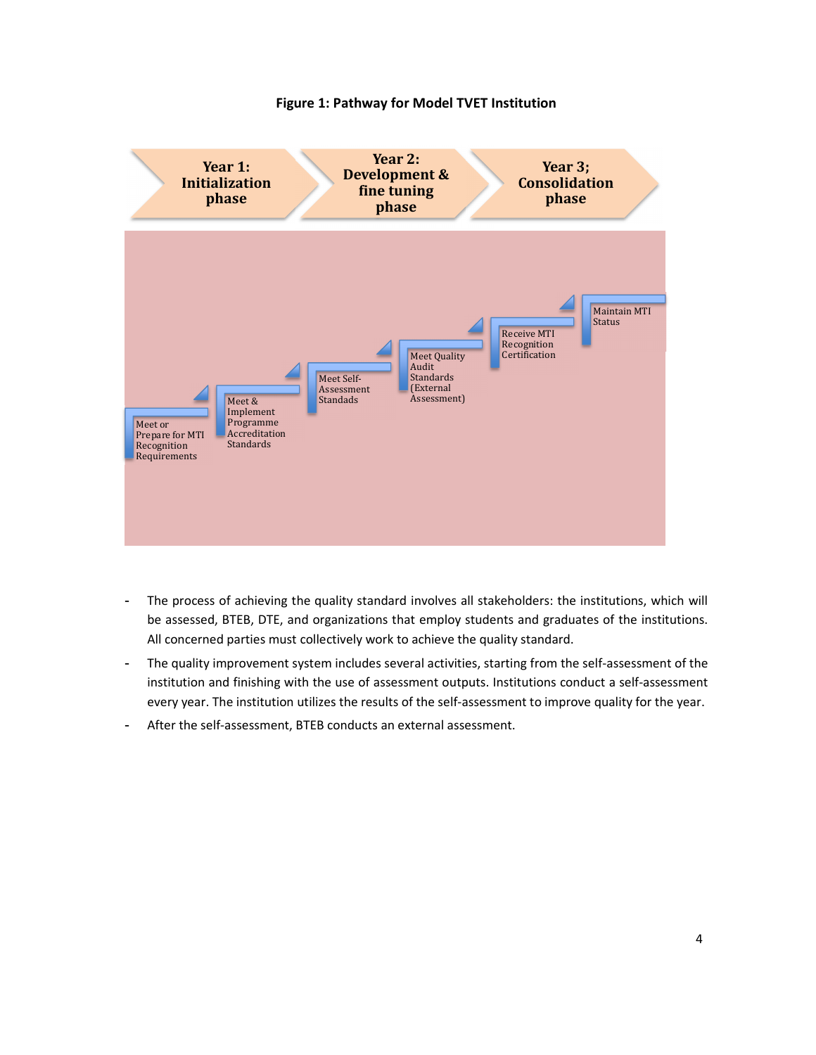**Figure 1: Pathway for Model TVET Institution**

Year 1: Initialization phase → Year 2: Development & fine tuning phase → Year 3; Consolidation phase

1. Meet or Prepare for MTI Recognition Requirements
2. Meet & Implement Programme Accreditation Standards
3. Meet Self-Assessment Standads
4. Meet Quality Audit Standards (External Assessment)
5. Receive MTI Recognition Certification
6. Maintain MTI Status

- The process of achieving the quality standard involves all stakeholders: the institutions, which will be assessed, BTEB, DTE, and organizations that employ students and graduates of the institutions. All concerned parties must collectively work to achieve the quality standard.
- The quality improvement system includes several activities, starting from the self-assessment of the institution and finishing with the use of assessment outputs. Institutions conduct a self-assessment every year. The institution utilizes the results of the self-assessment to improve quality for the year.
- After the self-assessment, BTEB conducts an external assessment.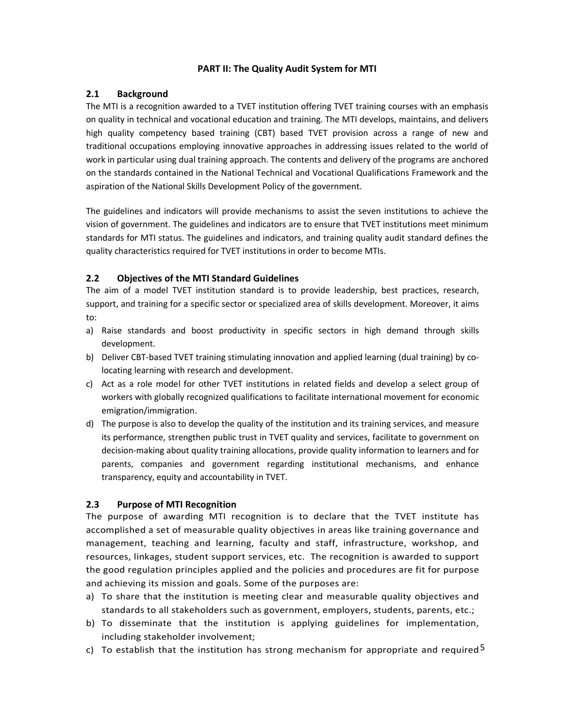## PART II: The Quality Audit System for MTI

### 2.1 Background

The MTI is a recognition awarded to a TVET institution offering TVET training courses with an emphasis on quality in technical and vocational education and training. The MTI develops, maintains, and delivers high quality competency based training (CBT) based TVET provision across a range of new and traditional occupations employing innovative approaches in addressing issues related to the world of work in particular using dual training approach. The contents and delivery of the programs are anchored on the standards contained in the National Technical and Vocational Qualifications Framework and the aspiration of the National Skills Development Policy of the government.

The guidelines and indicators will provide mechanisms to assist the seven institutions to achieve the vision of government. The guidelines and indicators are to ensure that TVET institutions meet minimum standards for MTI status. The guidelines and indicators, and training quality audit standard defines the quality characteristics required for TVET institutions in order to become MTIs.

### 2.2 Objectives of the MTI Standard Guidelines

The aim of a model TVET institution standard is to provide leadership, best practices, research, support, and training for a specific sector or specialized area of skills development. Moreover, it aims to:

a) Raise standards and boost productivity in specific sectors in high demand through skills development.
b) Deliver CBT-based TVET training stimulating innovation and applied learning (dual training) by co-locating learning with research and development.
c) Act as a role model for other TVET institutions in related fields and develop a select group of workers with globally recognized qualifications to facilitate international movement for economic emigration/immigration.
d) The purpose is also to develop the quality of the institution and its training services, and measure its performance, strengthen public trust in TVET quality and services, facilitate to government on decision-making about quality training allocations, provide quality information to learners and for parents, companies and government regarding institutional mechanisms, and enhance transparency, equity and accountability in TVET.

### 2.3 Purpose of MTI Recognition

The purpose of awarding MTI recognition is to declare that the TVET institute has accomplished a set of measurable quality objectives in areas like training governance and management, teaching and learning, faculty and staff, infrastructure, workshop, and resources, linkages, student support services, etc. The recognition is awarded to support the good regulation principles applied and the policies and procedures are fit for purpose and achieving its mission and goals. Some of the purposes are:

a) To share that the institution is meeting clear and measurable quality objectives and standards to all stakeholders such as government, employers, students, parents, etc.;
b) To disseminate that the institution is applying guidelines for implementation, including stakeholder involvement;
c) To establish that the institution has strong mechanism for appropriate and required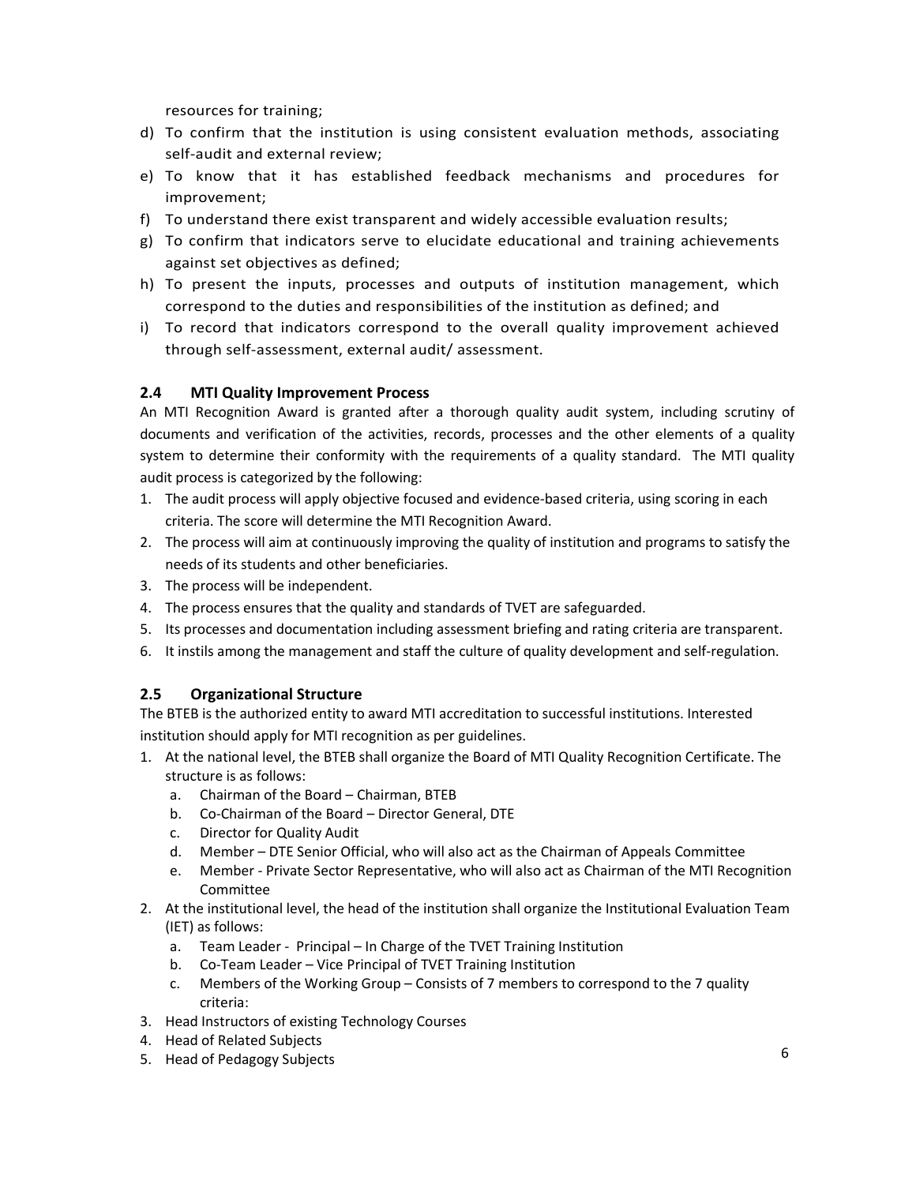resources for training;

d) To confirm that the institution is using consistent evaluation methods, associating self-audit and external review;
e) To know that it has established feedback mechanisms and procedures for improvement;
f) To understand there exist transparent and widely accessible evaluation results;
g) To confirm that indicators serve to elucidate educational and training achievements against set objectives as defined;
h) To present the inputs, processes and outputs of institution management, which correspond to the duties and responsibilities of the institution as defined; and
i) To record that indicators correspond to the overall quality improvement achieved through self-assessment, external audit/ assessment.

### 2.4 MTI Quality Improvement Process

An MTI Recognition Award is granted after a thorough quality audit system, including scrutiny of documents and verification of the activities, records, processes and the other elements of a quality system to determine their conformity with the requirements of a quality standard. The MTI quality audit process is categorized by the following:

1. The audit process will apply objective focused and evidence-based criteria, using scoring in each criteria. The score will determine the MTI Recognition Award.
2. The process will aim at continuously improving the quality of institution and programs to satisfy the needs of its students and other beneficiaries.
3. The process will be independent.
4. The process ensures that the quality and standards of TVET are safeguarded.
5. Its processes and documentation including assessment briefing and rating criteria are transparent.
6. It instils among the management and staff the culture of quality development and self-regulation.

### 2.5 Organizational Structure

The BTEB is the authorized entity to award MTI accreditation to successful institutions. Interested institution should apply for MTI recognition as per guidelines.

1. At the national level, the BTEB shall organize the Board of MTI Quality Recognition Certificate. The structure is as follows:
   a. Chairman of the Board – Chairman, BTEB
   b. Co-Chairman of the Board – Director General, DTE
   c. Director for Quality Audit
   d. Member – DTE Senior Official, who will also act as the Chairman of Appeals Committee
   e. Member - Private Sector Representative, who will also act as Chairman of the MTI Recognition Committee
2. At the institutional level, the head of the institution shall organize the Institutional Evaluation Team (IET) as follows:
   a. Team Leader - Principal – In Charge of the TVET Training Institution
   b. Co-Team Leader – Vice Principal of TVET Training Institution
   c. Members of the Working Group – Consists of 7 members to correspond to the 7 quality criteria:
3. Head Instructors of existing Technology Courses
4. Head of Related Subjects
5. Head of Pedagogy Subjects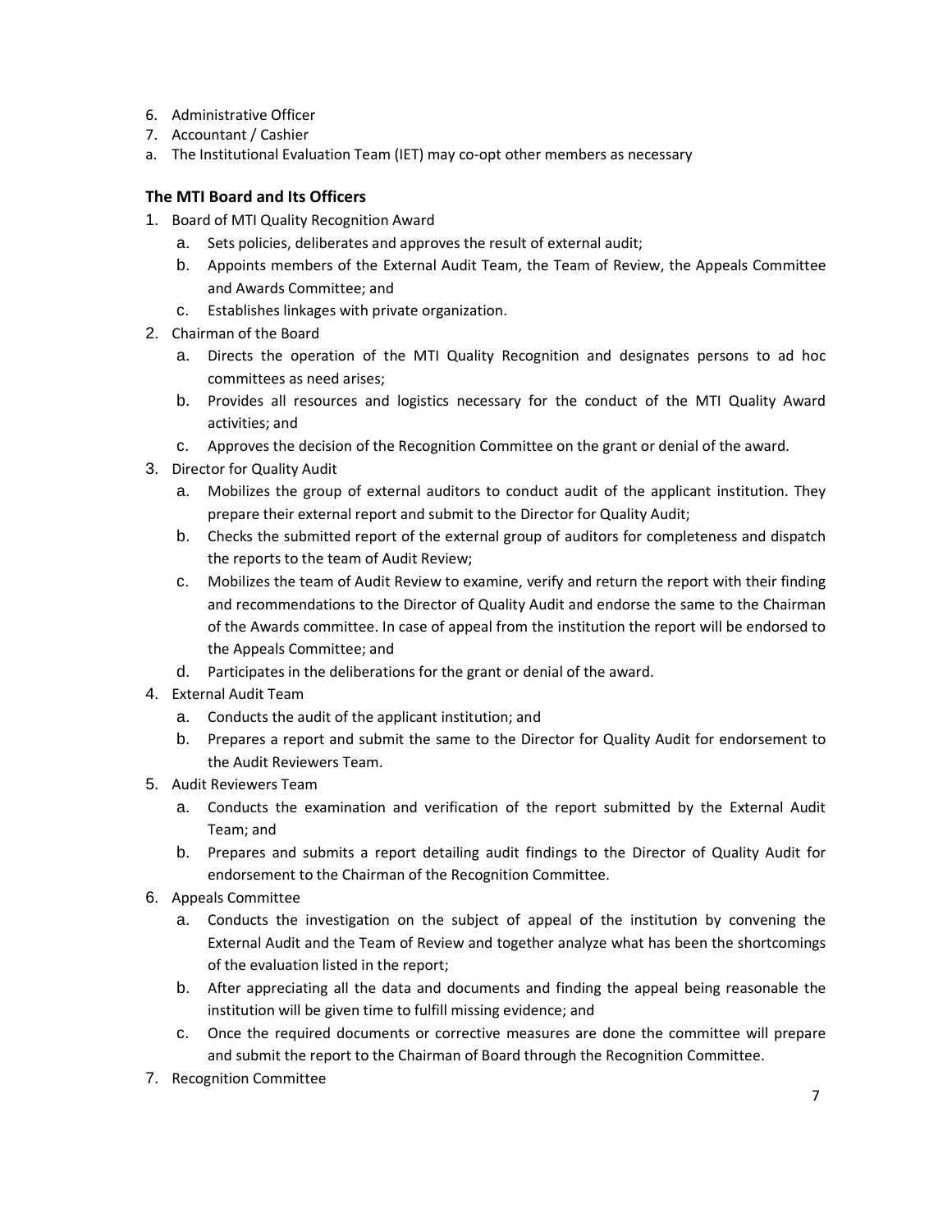6. Administrative Officer
7. Accountant / Cashier

a. The Institutional Evaluation Team (IET) may co-opt other members as necessary

### The MTI Board and Its Officers

1. Board of MTI Quality Recognition Award
   a. Sets policies, deliberates and approves the result of external audit;
   b. Appoints members of the External Audit Team, the Team of Review, the Appeals Committee and Awards Committee; and
   c. Establishes linkages with private organization.
2. Chairman of the Board
   a. Directs the operation of the MTI Quality Recognition and designates persons to ad hoc committees as need arises;
   b. Provides all resources and logistics necessary for the conduct of the MTI Quality Award activities; and
   c. Approves the decision of the Recognition Committee on the grant or denial of the award.
3. Director for Quality Audit
   a. Mobilizes the group of external auditors to conduct audit of the applicant institution. They prepare their external report and submit to the Director for Quality Audit;
   b. Checks the submitted report of the external group of auditors for completeness and dispatch the reports to the team of Audit Review;
   c. Mobilizes the team of Audit Review to examine, verify and return the report with their finding and recommendations to the Director of Quality Audit and endorse the same to the Chairman of the Awards committee. In case of appeal from the institution the report will be endorsed to the Appeals Committee; and
   d. Participates in the deliberations for the grant or denial of the award.
4. External Audit Team
   a. Conducts the audit of the applicant institution; and
   b. Prepares a report and submit the same to the Director for Quality Audit for endorsement to the Audit Reviewers Team.
5. Audit Reviewers Team
   a. Conducts the examination and verification of the report submitted by the External Audit Team; and
   b. Prepares and submits a report detailing audit findings to the Director of Quality Audit for endorsement to the Chairman of the Recognition Committee.
6. Appeals Committee
   a. Conducts the investigation on the subject of appeal of the institution by convening the External Audit and the Team of Review and together analyze what has been the shortcomings of the evaluation listed in the report;
   b. After appreciating all the data and documents and finding the appeal being reasonable the institution will be given time to fulfill missing evidence; and
   c. Once the required documents or corrective measures are done the committee will prepare and submit the report to the Chairman of Board through the Recognition Committee.
7. Recognition Committee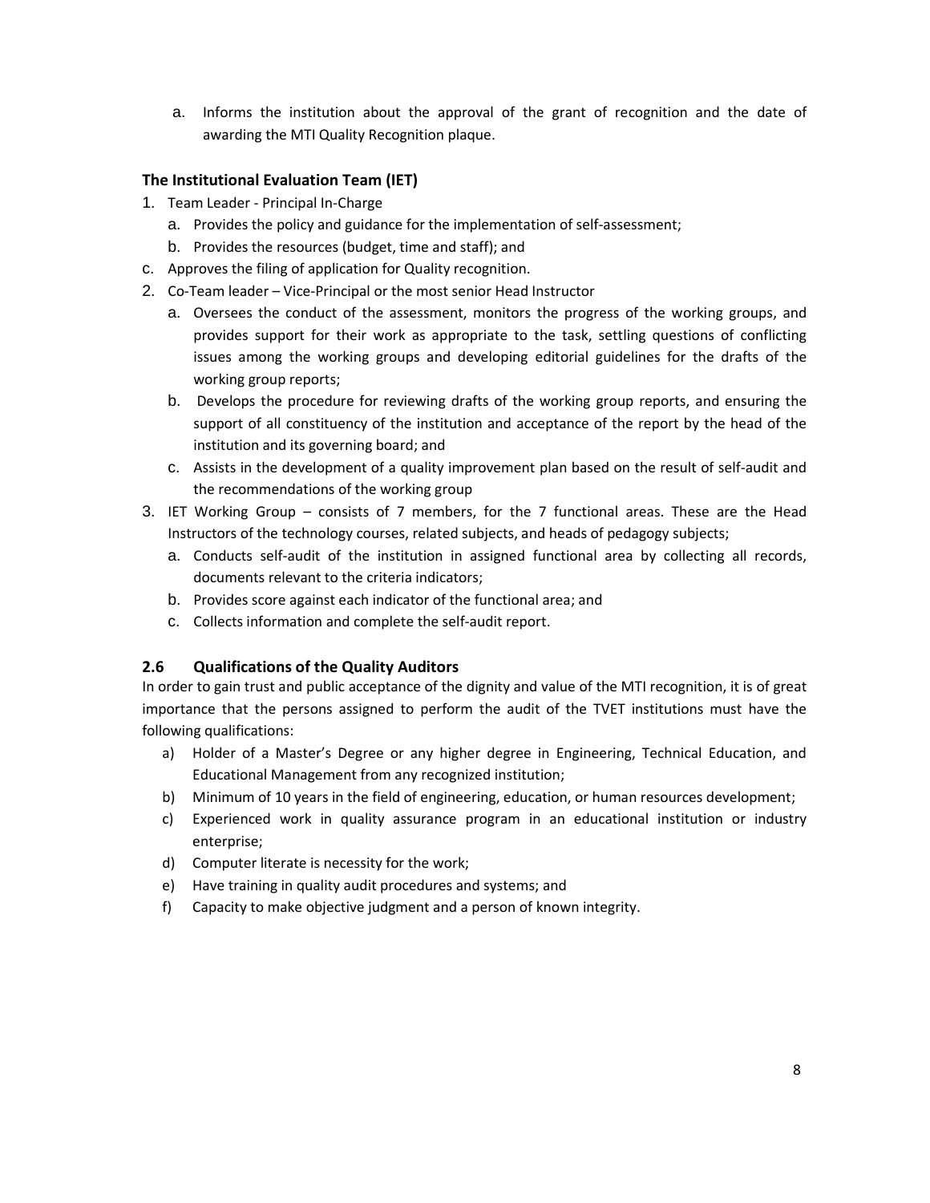a. Informs the institution about the approval of the grant of recognition and the date of awarding the MTI Quality Recognition plaque.

### The Institutional Evaluation Team (IET)

1. Team Leader - Principal In-Charge
   a. Provides the policy and guidance for the implementation of self-assessment;
   b. Provides the resources (budget, time and staff); and

c. Approves the filing of application for Quality recognition.

2. Co-Team leader – Vice-Principal or the most senior Head Instructor
   a. Oversees the conduct of the assessment, monitors the progress of the working groups, and provides support for their work as appropriate to the task, settling questions of conflicting issues among the working groups and developing editorial guidelines for the drafts of the working group reports;
   b. Develops the procedure for reviewing drafts of the working group reports, and ensuring the support of all constituency of the institution and acceptance of the report by the head of the institution and its governing board; and
   c. Assists in the development of a quality improvement plan based on the result of self-audit and the recommendations of the working group
3. IET Working Group – consists of 7 members, for the 7 functional areas. These are the Head Instructors of the technology courses, related subjects, and heads of pedagogy subjects;
   a. Conducts self-audit of the institution in assigned functional area by collecting all records, documents relevant to the criteria indicators;
   b. Provides score against each indicator of the functional area; and
   c. Collects information and complete the self-audit report.

### 2.6 Qualifications of the Quality Auditors

In order to gain trust and public acceptance of the dignity and value of the MTI recognition, it is of great importance that the persons assigned to perform the audit of the TVET institutions must have the following qualifications:

a) Holder of a Master's Degree or any higher degree in Engineering, Technical Education, and Educational Management from any recognized institution;

b) Minimum of 10 years in the field of engineering, education, or human resources development;

c) Experienced work in quality assurance program in an educational institution or industry enterprise;

d) Computer literate is necessity for the work;

e) Have training in quality audit procedures and systems; and

f) Capacity to make objective judgment and a person of known integrity.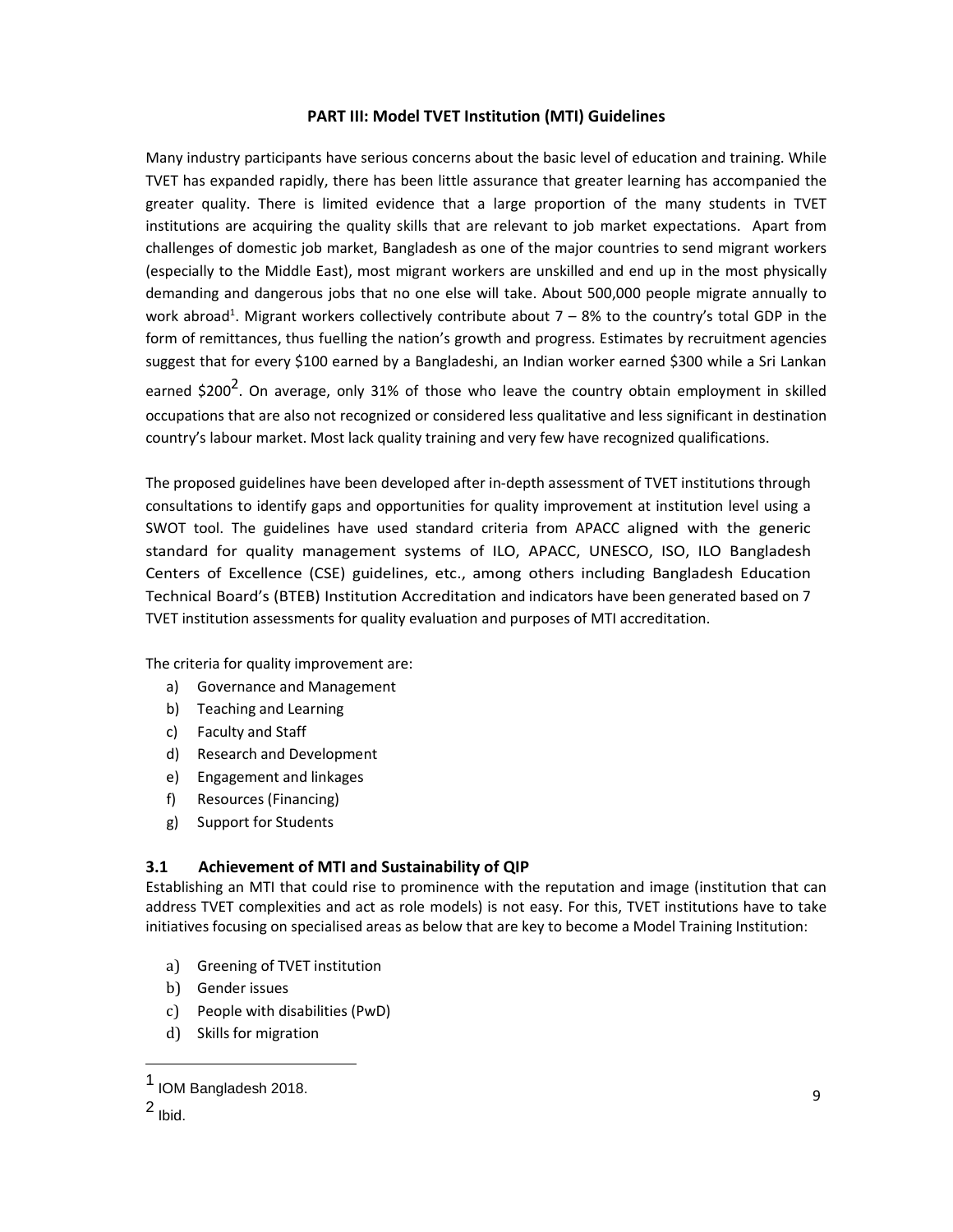## PART III: Model TVET Institution (MTI) Guidelines

Many industry participants have serious concerns about the basic level of education and training. While TVET has expanded rapidly, there has been little assurance that greater learning has accompanied the greater quality. There is limited evidence that a large proportion of the many students in TVET institutions are acquiring the quality skills that are relevant to job market expectations. Apart from challenges of domestic job market, Bangladesh as one of the major countries to send migrant workers (especially to the Middle East), most migrant workers are unskilled and end up in the most physically demanding and dangerous jobs that no one else will take. About 500,000 people migrate annually to work abroad[1]. Migrant workers collectively contribute about 7 – 8% to the country's total GDP in the form of remittances, thus fuelling the nation's growth and progress. Estimates by recruitment agencies suggest that for every $100 earned by a Bangladeshi, an Indian worker earned $300 while a Sri Lankan earned $200[2]. On average, only 31% of those who leave the country obtain employment in skilled occupations that are also not recognized or considered less qualitative and less significant in destination country's labour market. Most lack quality training and very few have recognized qualifications.

The proposed guidelines have been developed after in-depth assessment of TVET institutions through consultations to identify gaps and opportunities for quality improvement at institution level using a SWOT tool. The guidelines have used standard criteria from APACC aligned with the generic standard for quality management systems of ILO, APACC, UNESCO, ISO, ILO Bangladesh Centers of Excellence (CSE) guidelines, etc., among others including Bangladesh Education Technical Board's (BTEB) Institution Accreditation and indicators have been generated based on 7 TVET institution assessments for quality evaluation and purposes of MTI accreditation.

The criteria for quality improvement are:

a) Governance and Management
b) Teaching and Learning
c) Faculty and Staff
d) Research and Development
e) Engagement and linkages
f) Resources (Financing)
g) Support for Students

### 3.1 Achievement of MTI and Sustainability of QIP

Establishing an MTI that could rise to prominence with the reputation and image (institution that can address TVET complexities and act as role models) is not easy. For this, TVET institutions have to take initiatives focusing on specialised areas as below that are key to become a Model Training Institution:

a) Greening of TVET institution
b) Gender issues
c) People with disabilities (PwD)
d) Skills for migration

---

[1] IOM Bangladesh 2018.

[2] Ibid.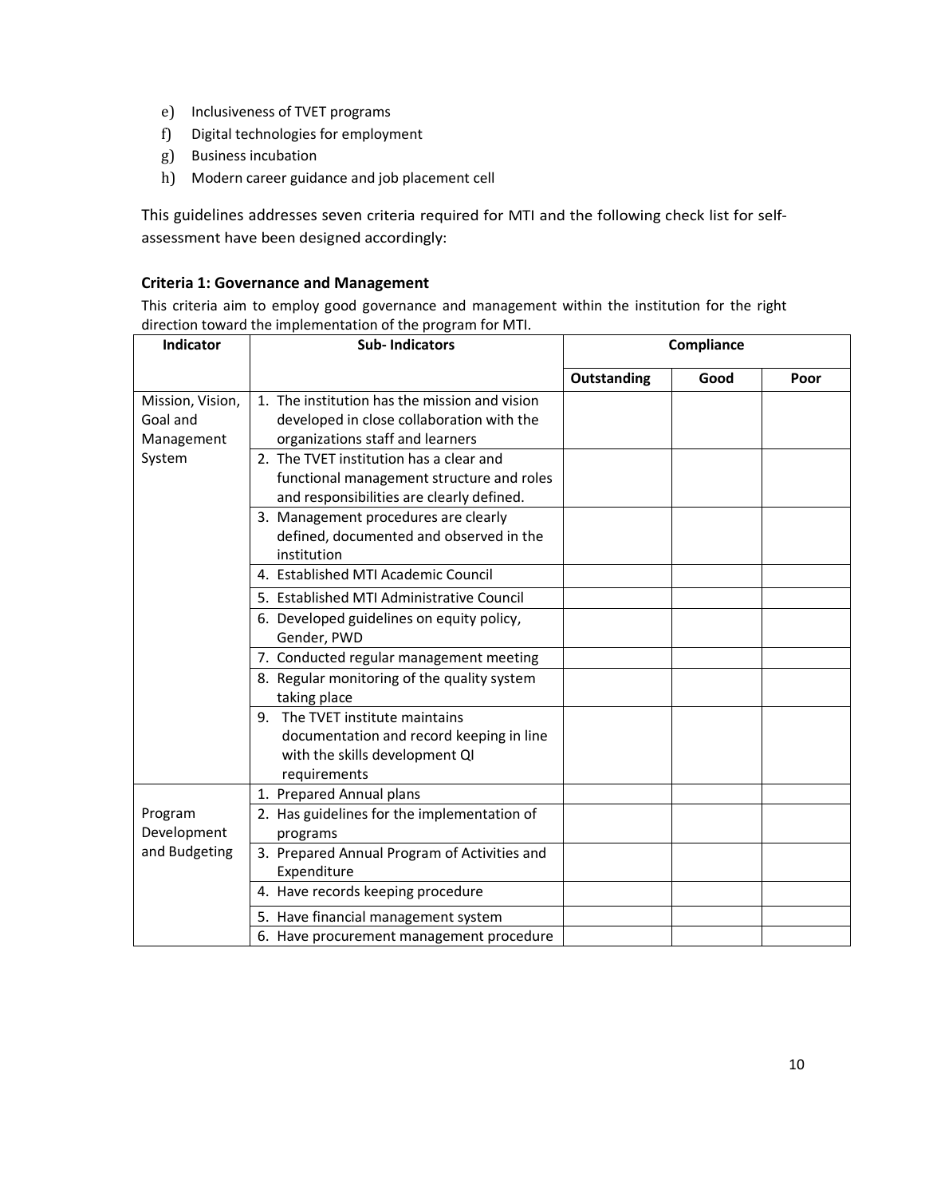e) Inclusiveness of TVET programs
f) Digital technologies for employment
g) Business incubation
h) Modern career guidance and job placement cell

This guidelines addresses seven criteria required for MTI and the following check list for self-assessment have been designed accordingly:

### Criteria 1: Governance and Management

This criteria aim to employ good governance and management within the institution for the right direction toward the implementation of the program for MTI.

| Indicator | Sub- Indicators | Compliance | | |
|---|---|---|---|---|
| | | **Outstanding** | **Good** | **Poor** |
| Mission, Vision, Goal and Management System | 1. The institution has the mission and vision developed in close collaboration with the organizations staff and learners | | | |
| | 2. The TVET institution has a clear and functional management structure and roles and responsibilities are clearly defined. | | | |
| | 3. Management procedures are clearly defined, documented and observed in the institution | | | |
| | 4. Established MTI Academic Council | | | |
| | 5. Established MTI Administrative Council | | | |
| | 6. Developed guidelines on equity policy, Gender, PWD | | | |
| | 7. Conducted regular management meeting | | | |
| | 8. Regular monitoring of the quality system taking place | | | |
| | 9. The TVET institute maintains documentation and record keeping in line with the skills development QI requirements | | | |
| Program Development and Budgeting | 1. Prepared Annual plans | | | |
| | 2. Has guidelines for the implementation of programs | | | |
| | 3. Prepared Annual Program of Activities and Expenditure | | | |
| | 4. Have records keeping procedure | | | |
| | 5. Have financial management system | | | |
| | 6. Have procurement management procedure | | | |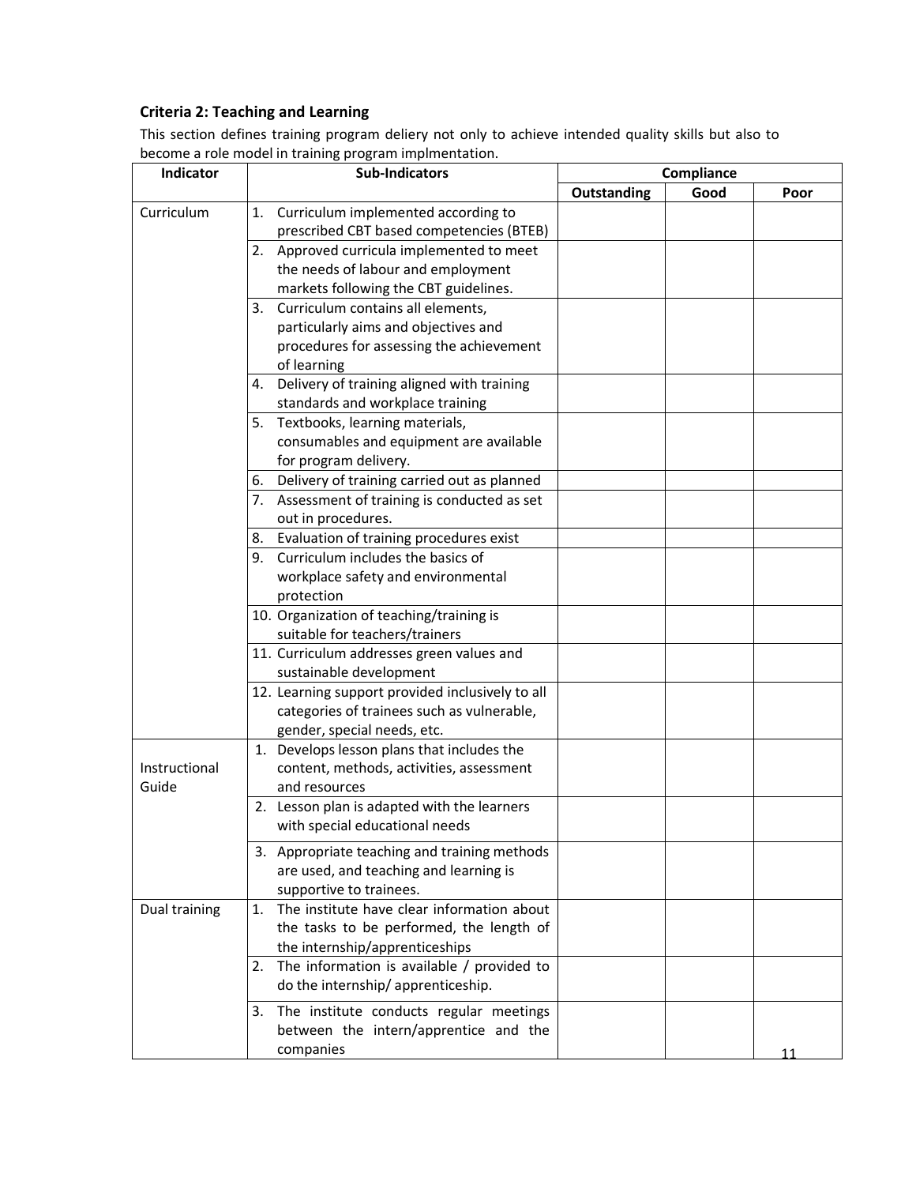### Criteria 2: Teaching and Learning

This section defines training program deliery not only to achieve intended quality skills but also to become a role model in training program implmentation.

| Indicator | Sub-Indicators | Compliance | | |
|---|---|---|---|---|
| | | Outstanding | Good | Poor |
| Curriculum | 1. Curriculum implemented according to prescribed CBT based competencies (BTEB) | | | |
| | 2. Approved curricula implemented to meet the needs of labour and employment markets following the CBT guidelines. | | | |
| | 3. Curriculum contains all elements, particularly aims and objectives and procedures for assessing the achievement of learning | | | |
| | 4. Delivery of training aligned with training standards and workplace training | | | |
| | 5. Textbooks, learning materials, consumables and equipment are available for program delivery. | | | |
| | 6. Delivery of training carried out as planned | | | |
| | 7. Assessment of training is conducted as set out in procedures. | | | |
| | 8. Evaluation of training procedures exist | | | |
| | 9. Curriculum includes the basics of workplace safety and environmental protection | | | |
| | 10. Organization of teaching/training is suitable for teachers/trainers | | | |
| | 11. Curriculum addresses green values and sustainable development | | | |
| | 12. Learning support provided inclusively to all categories of trainees such as vulnerable, gender, special needs, etc. | | | |
| Instructional Guide | 1. Develops lesson plans that includes the content, methods, activities, assessment and resources | | | |
| | 2. Lesson plan is adapted with the learners with special educational needs | | | |
| | 3. Appropriate teaching and training methods are used, and teaching and learning is supportive to trainees. | | | |
| Dual training | 1. The institute have clear information about the tasks to be performed, the length of the internship/apprenticeships | | | |
| | 2. The information is available / provided to do the internship/ apprenticeship. | | | |
| | 3. The institute conducts regular meetings between the intern/apprentice and the companies | | | |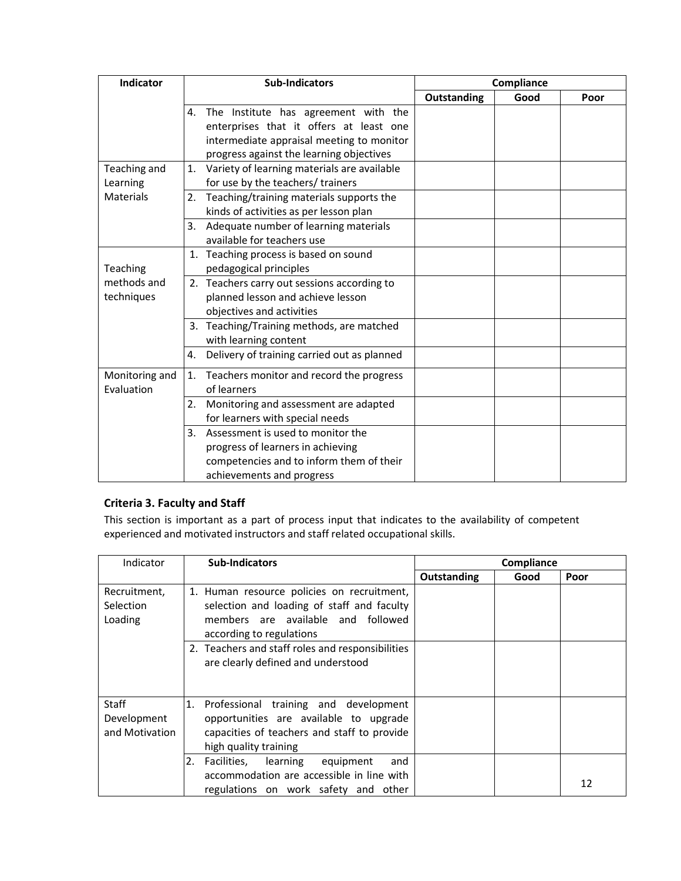| Indicator | Sub-Indicators | Compliance | | |
|---|---|---|---|---|
| | | Outstanding | Good | Poor |
| | 4. The Institute has agreement with the enterprises that it offers at least one intermediate appraisal meeting to monitor progress against the learning objectives | | | |
| Teaching and Learning Materials | 1. Variety of learning materials are available for use by the teachers/ trainers | | | |
| | 2. Teaching/training materials supports the kinds of activities as per lesson plan | | | |
| | 3. Adequate number of learning materials available for teachers use | | | |
| Teaching methods and techniques | 1. Teaching process is based on sound pedagogical principles | | | |
| | 2. Teachers carry out sessions according to planned lesson and achieve lesson objectives and activities | | | |
| | 3. Teaching/Training methods, are matched with learning content | | | |
| | 4. Delivery of training carried out as planned | | | |
| Monitoring and Evaluation | 1. Teachers monitor and record the progress of learners | | | |
| | 2. Monitoring and assessment are adapted for learners with special needs | | | |
| | 3. Assessment is used to monitor the progress of learners in achieving competencies and to inform them of their achievements and progress | | | |

### Criteria 3. Faculty and Staff

This section is important as a part of process input that indicates to the availability of competent experienced and motivated instructors and staff related occupational skills.

| Indicator | Sub-Indicators | Compliance | | |
|---|---|---|---|---|
| | | Outstanding | Good | Poor |
| Recruitment, Selection Loading | 1. Human resource policies on recruitment, selection and loading of staff and faculty members are available and followed according to regulations | | | |
| | 2. Teachers and staff roles and responsibilities are clearly defined and understood | | | |
| Staff Development and Motivation | 1. Professional training and development opportunities are available to upgrade capacities of teachers and staff to provide high quality training | | | |
| | 2. Facilities, learning equipment and accommodation are accessible in line with regulations on work safety and other | | | |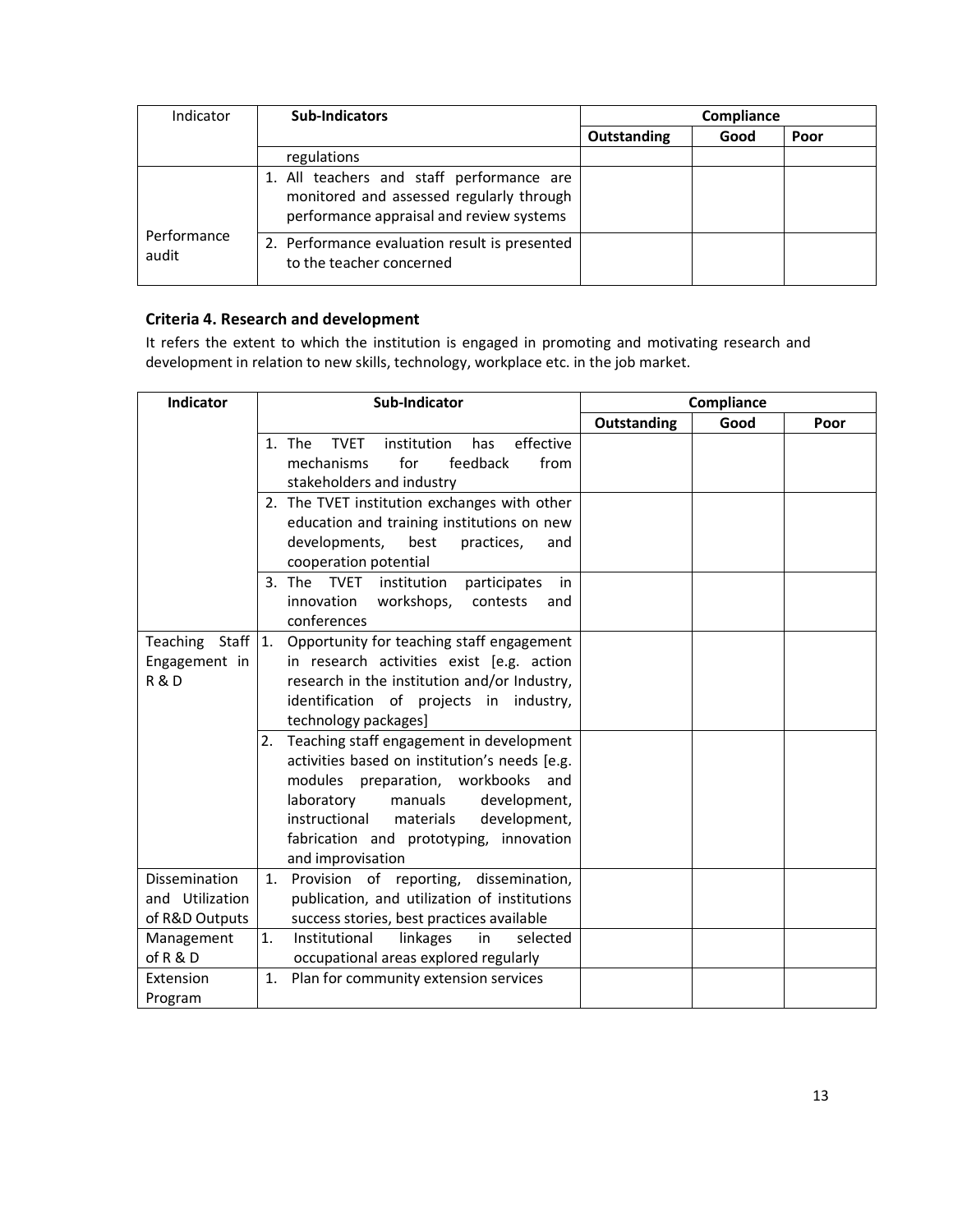| Indicator | Sub-Indicators | Compliance | | |
|---|---|---|---|---|
| | | Outstanding | Good | Poor |
| | regulations | | | |
| Performance audit | 1. All teachers and staff performance are monitored and assessed regularly through performance appraisal and review systems | | | |
| | 2. Performance evaluation result is presented to the teacher concerned | | | |

### Criteria 4. Research and development

It refers the extent to which the institution is engaged in promoting and motivating research and development in relation to new skills, technology, workplace etc. in the job market.

| Indicator | Sub-Indicator | Compliance | | |
|---|---|---|---|---|
| | | Outstanding | Good | Poor |
| | 1. The TVET institution has effective mechanisms for feedback from stakeholders and industry | | | |
| | 2. The TVET institution exchanges with other education and training institutions on new developments, best practices, and cooperation potential | | | |
| | 3. The TVET institution participates in innovation workshops, contests and conferences | | | |
| Teaching Staff Engagement in R & D | 1. Opportunity for teaching staff engagement in research activities exist [e.g. action research in the institution and/or Industry, identification of projects in industry, technology packages] | | | |
| | 2. Teaching staff engagement in development activities based on institution's needs [e.g. modules preparation, workbooks and laboratory manuals development, instructional materials development, fabrication and prototyping, innovation and improvisation | | | |
| Dissemination and Utilization of R&D Outputs | 1. Provision of reporting, dissemination, publication, and utilization of institutions success stories, best practices available | | | |
| Management of R & D | 1. Institutional linkages in selected occupational areas explored regularly | | | |
| Extension Program | 1. Plan for community extension services | | | |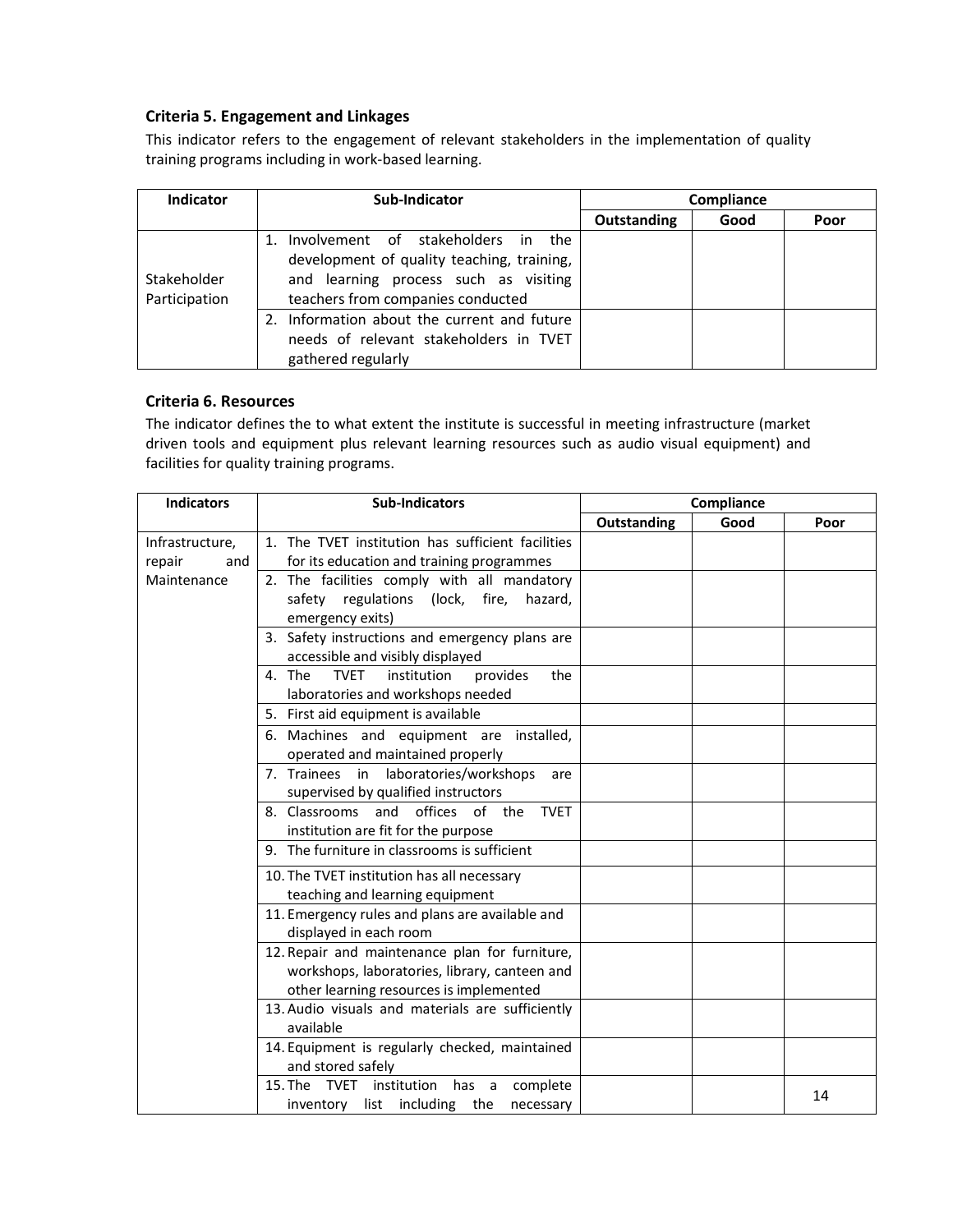### Criteria 5. Engagement and Linkages

This indicator refers to the engagement of relevant stakeholders in the implementation of quality training programs including in work-based learning.

| Indicator | Sub-Indicator | Compliance | | |
|---|---|---|---|---|
| | | Outstanding | Good | Poor |
| Stakeholder Participation | 1. Involvement of stakeholders in the development of quality teaching, training, and learning process such as visiting teachers from companies conducted | | | |
| | 2. Information about the current and future needs of relevant stakeholders in TVET gathered regularly | | | |

### Criteria 6. Resources

The indicator defines the to what extent the institute is successful in meeting infrastructure (market driven tools and equipment plus relevant learning resources such as audio visual equipment) and facilities for quality training programs.

| Indicators | Sub-Indicators | Compliance | | |
|---|---|---|---|---|
| | | Outstanding | Good | Poor |
| Infrastructure, repair and Maintenance | 1. The TVET institution has sufficient facilities for its education and training programmes | | | |
| | 2. The facilities comply with all mandatory safety regulations (lock, fire, hazard, emergency exits) | | | |
| | 3. Safety instructions and emergency plans are accessible and visibly displayed | | | |
| | 4. The TVET institution provides the laboratories and workshops needed | | | |
| | 5. First aid equipment is available | | | |
| | 6. Machines and equipment are installed, operated and maintained properly | | | |
| | 7. Trainees in laboratories/workshops are supervised by qualified instructors | | | |
| | 8. Classrooms and offices of the TVET institution are fit for the purpose | | | |
| | 9. The furniture in classrooms is sufficient | | | |
| | 10. The TVET institution has all necessary teaching and learning equipment | | | |
| | 11. Emergency rules and plans are available and displayed in each room | | | |
| | 12. Repair and maintenance plan for furniture, workshops, laboratories, library, canteen and other learning resources is implemented | | | |
| | 13. Audio visuals and materials are sufficiently available | | | |
| | 14. Equipment is regularly checked, maintained and stored safely | | | |
| | 15. The TVET institution has a complete inventory list including the necessary | | | |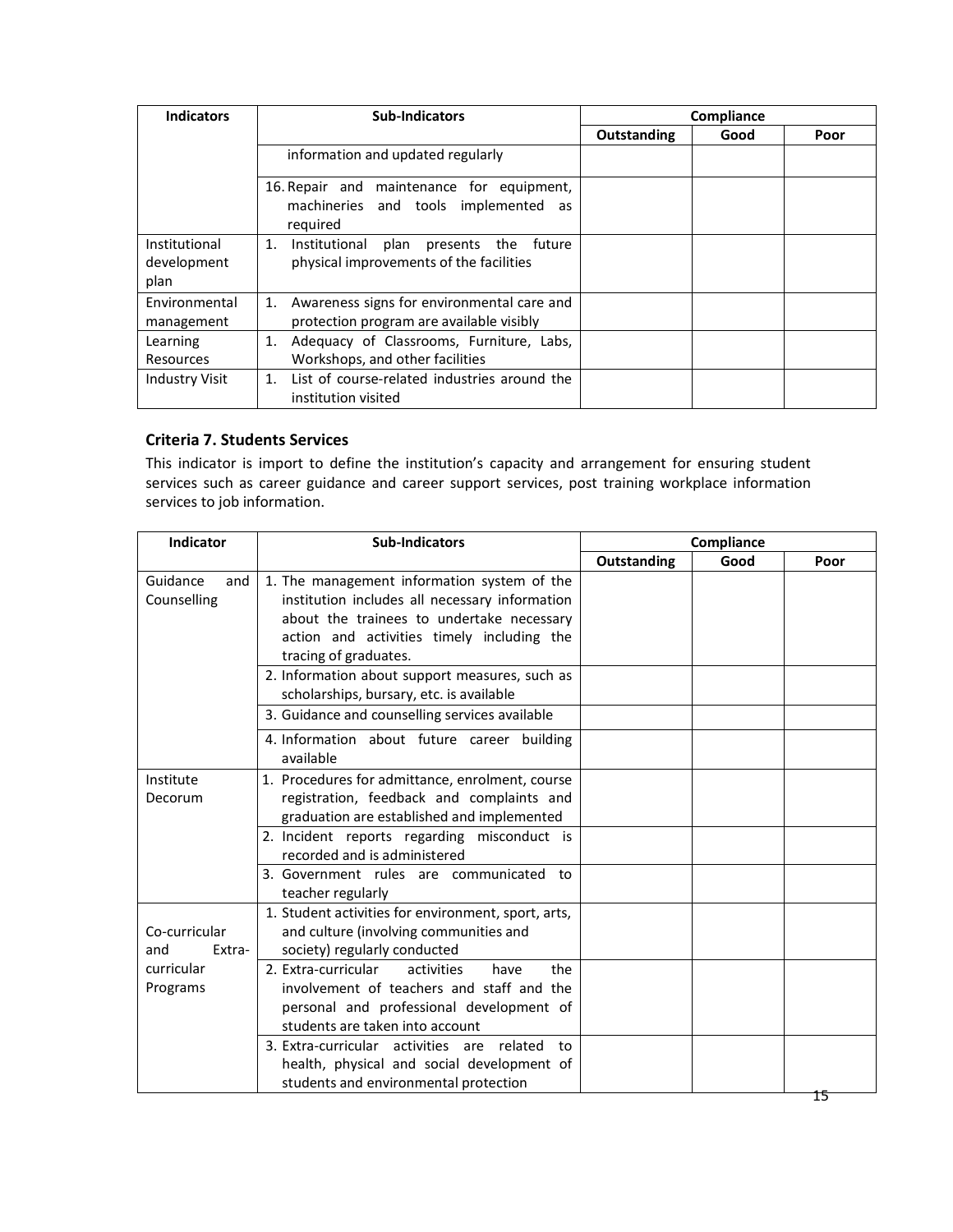| Indicators | Sub-Indicators | Compliance | | |
|---|---|---|---|---|
| | | Outstanding | Good | Poor |
| | information and updated regularly | | | |
| | 16. Repair and maintenance for equipment, machineries and tools implemented as required | | | |
| Institutional development plan | 1. Institutional plan presents the future physical improvements of the facilities | | | |
| Environmental management | 1. Awareness signs for environmental care and protection program are available visibly | | | |
| Learning Resources | 1. Adequacy of Classrooms, Furniture, Labs, Workshops, and other facilities | | | |
| Industry Visit | 1. List of course-related industries around the institution visited | | | |

### Criteria 7. Students Services

This indicator is import to define the institution's capacity and arrangement for ensuring student services such as career guidance and career support services, post training workplace information services to job information.

| Indicator | Sub-Indicators | Compliance | | |
|---|---|---|---|---|
| | | Outstanding | Good | Poor |
| Guidance and Counselling | 1. The management information system of the institution includes all necessary information about the trainees to undertake necessary action and activities timely including the tracing of graduates. | | | |
| | 2. Information about support measures, such as scholarships, bursary, etc. is available | | | |
| | 3. Guidance and counselling services available | | | |
| | 4. Information about future career building available | | | |
| Institute Decorum | 1. Procedures for admittance, enrolment, course registration, feedback and complaints and graduation are established and implemented | | | |
| | 2. Incident reports regarding misconduct is recorded and is administered | | | |
| | 3. Government rules are communicated to teacher regularly | | | |
| Co-curricular and Extra-curricular Programs | 1. Student activities for environment, sport, arts, and culture (involving communities and society) regularly conducted | | | |
| | 2. Extra-curricular activities have the involvement of teachers and staff and the personal and professional development of students are taken into account | | | |
| | 3. Extra-curricular activities are related to health, physical and social development of students and environmental protection | | | |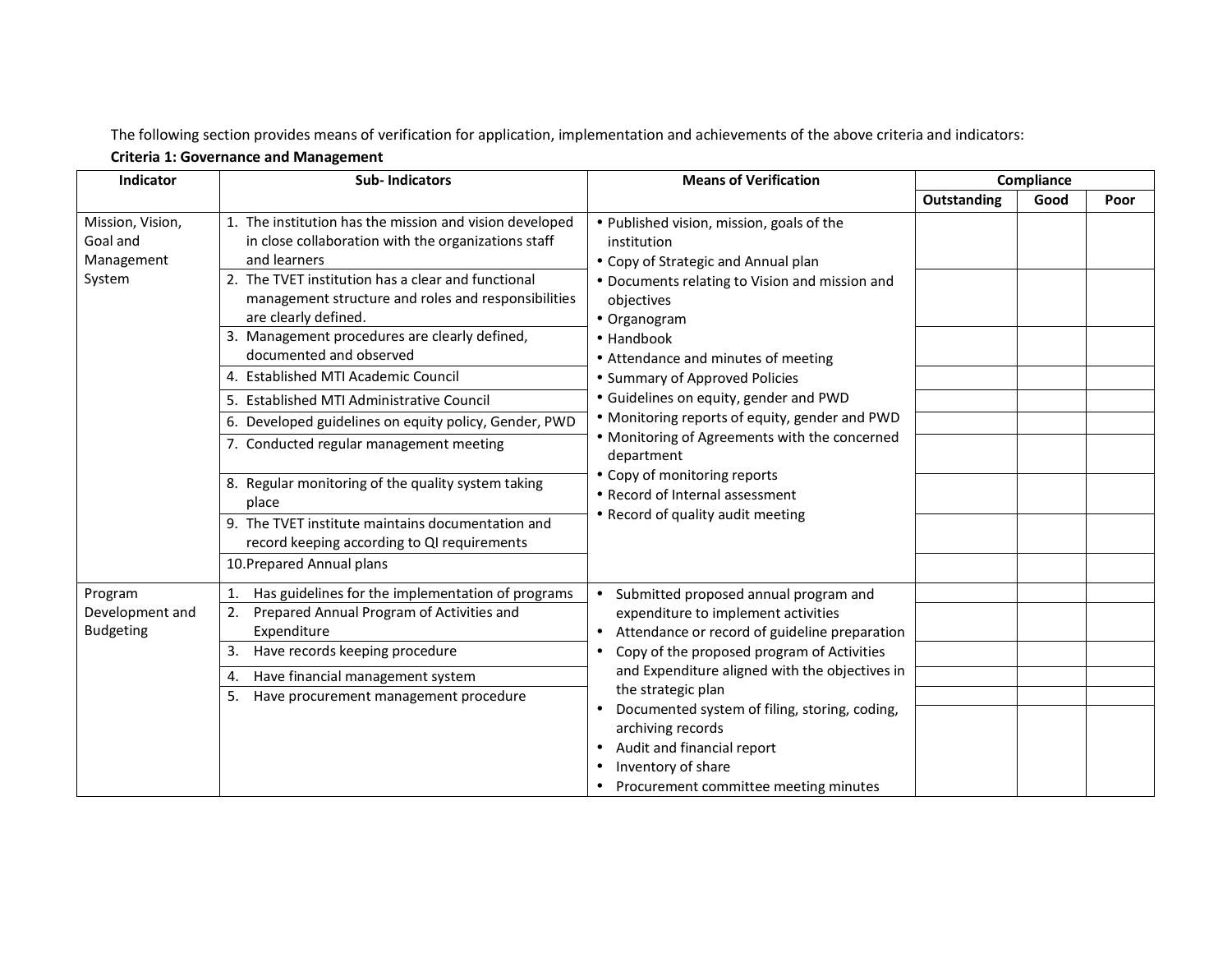The following section provides means of verification for application, implementation and achievements of the above criteria and indicators:

**Criteria 1: Governance and Management**

| Indicator | Sub- Indicators | Means of Verification | Compliance | | |
|---|---|---|---|---|---|
| | | | Outstanding | Good | Poor |
| Mission, Vision, Goal and Management System | 1. The institution has the mission and vision developed in close collaboration with the organizations staff and learners | • Published vision, mission, goals of the institution<br>• Copy of Strategic and Annual plan<br>• Documents relating to Vision and mission and objectives<br>• Organogram<br>• Handbook<br>• Attendance and minutes of meeting<br>• Summary of Approved Policies<br>• Guidelines on equity, gender and PWD<br>• Monitoring reports of equity, gender and PWD<br>• Monitoring of Agreements with the concerned department<br>• Copy of monitoring reports<br>• Record of Internal assessment<br>• Record of quality audit meeting | | | |
| | 2. The TVET institution has a clear and functional management structure and roles and responsibilities are clearly defined. | | | | |
| | 3. Management procedures are clearly defined, documented and observed | | | | |
| | 4. Established MTI Academic Council | | | | |
| | 5. Established MTI Administrative Council | | | | |
| | 6. Developed guidelines on equity policy, Gender, PWD | | | | |
| | 7. Conducted regular management meeting | | | | |
| | 8. Regular monitoring of the quality system taking place | | | | |
| | 9. The TVET institute maintains documentation and record keeping according to QI requirements | | | | |
| | 10.Prepared Annual plans | | | | |
| Program Development and Budgeting | 1. Has guidelines for the implementation of programs | • Submitted proposed annual program and expenditure to implement activities<br>• Attendance or record of guideline preparation<br>• Copy of the proposed program of Activities and Expenditure aligned with the objectives in the strategic plan<br>• Documented system of filing, storing, coding, archiving records<br>• Audit and financial report<br>• Inventory of share<br>• Procurement committee meeting minutes | | | |
| | 2. Prepared Annual Program of Activities and Expenditure | | | | |
| | 3. Have records keeping procedure | | | | |
| | 4. Have financial management system | | | | |
| | 5. Have procurement management procedure | | | | |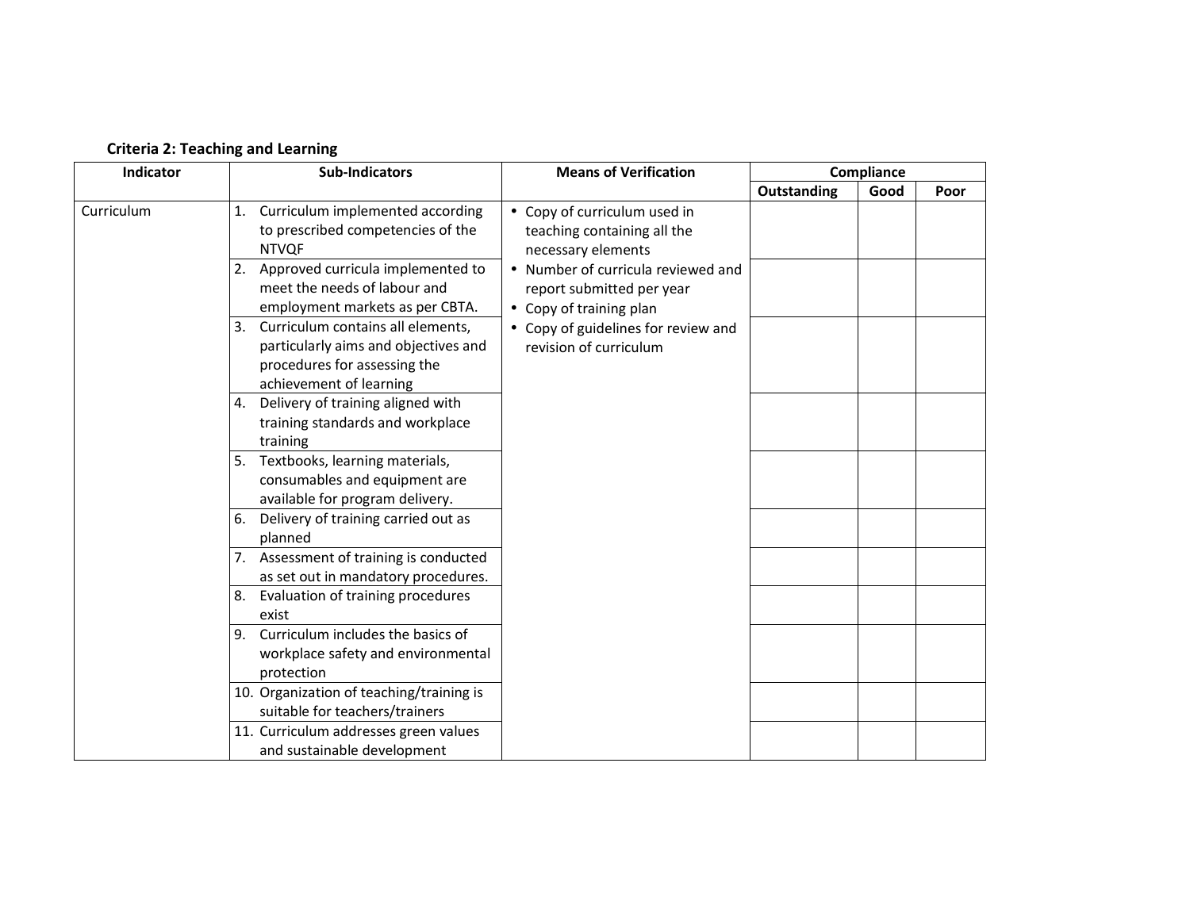**Criteria 2: Teaching and Learning**

| Indicator | Sub-Indicators | Means of Verification | Compliance | | |
|---|---|---|---|---|---|
| | | | Outstanding | Good | Poor |
| Curriculum | 1. Curriculum implemented according to prescribed competencies of the NTVQF | • Copy of curriculum used in teaching containing all the necessary elements<br>• Number of curricula reviewed and report submitted per year<br>• Copy of training plan<br>• Copy of guidelines for review and revision of curriculum | | | |
| | 2. Approved curricula implemented to meet the needs of labour and employment markets as per CBTA. | | | | |
| | 3. Curriculum contains all elements, particularly aims and objectives and procedures for assessing the achievement of learning | | | | |
| | 4. Delivery of training aligned with training standards and workplace training | | | | |
| | 5. Textbooks, learning materials, consumables and equipment are available for program delivery. | | | | |
| | 6. Delivery of training carried out as planned | | | | |
| | 7. Assessment of training is conducted as set out in mandatory procedures. | | | | |
| | 8. Evaluation of training procedures exist | | | | |
| | 9. Curriculum includes the basics of workplace safety and environmental protection | | | | |
| | 10. Organization of teaching/training is suitable for teachers/trainers | | | | |
| | 11. Curriculum addresses green values and sustainable development | | | | |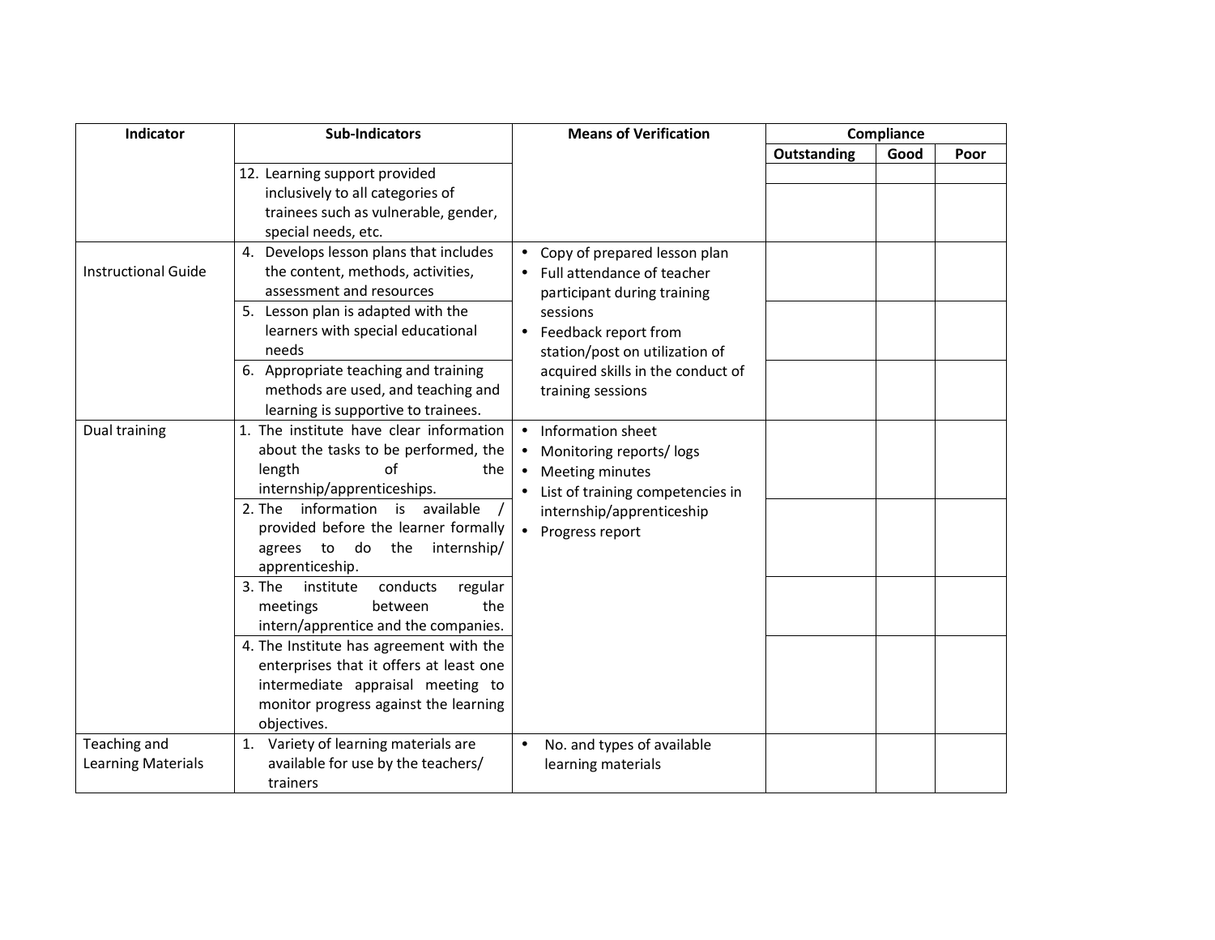| Indicator | Sub-Indicators | Means of Verification | Compliance | | |
|---|---|---|---|---|---|
| | | | Outstanding | Good | Poor |
| | 12. Learning support provided inclusively to all categories of trainees such as vulnerable, gender, special needs, etc. | | | | |
| Instructional Guide | 4. Develops lesson plans that includes the content, methods, activities, assessment and resources | • Copy of prepared lesson plan<br>• Full attendance of teacher participant during training sessions<br>• Feedback report from station/post on utilization of acquired skills in the conduct of training sessions | | | |
| | 5. Lesson plan is adapted with the learners with special educational needs | | | | |
| | 6. Appropriate teaching and training methods are used, and teaching and learning is supportive to trainees. | | | | |
| Dual training | 1. The institute have clear information about the tasks to be performed, the length of the internship/apprenticeships. | • Information sheet<br>• Monitoring reports/ logs<br>• Meeting minutes<br>• List of training competencies in internship/apprenticeship<br>• Progress report | | | |
| | 2. The information is available / provided before the learner formally agrees to do the internship/ apprenticeship. | | | | |
| | 3. The institute conducts regular meetings between the intern/apprentice and the companies. | | | | |
| | 4. The Institute has agreement with the enterprises that it offers at least one intermediate appraisal meeting to monitor progress against the learning objectives. | | | | |
| Teaching and Learning Materials | 1. Variety of learning materials are available for use by the teachers/ trainers | • No. and types of available learning materials | | | |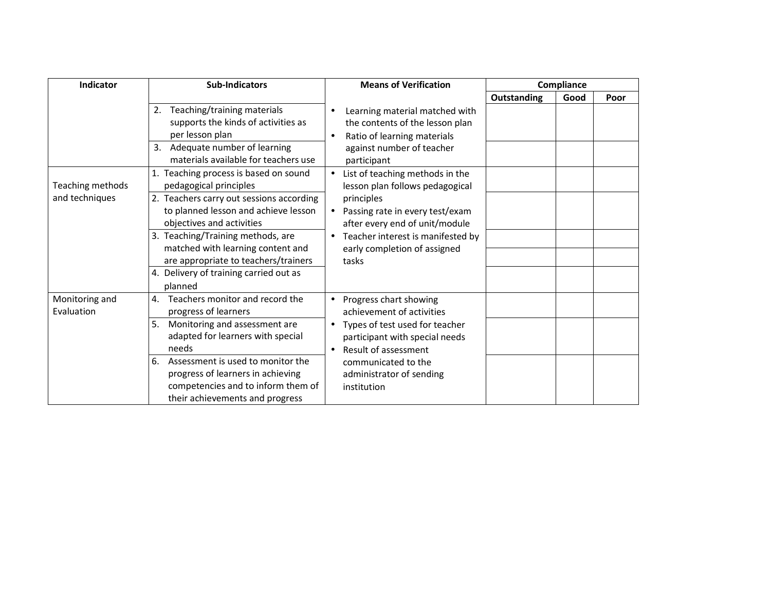| Indicator | Sub-Indicators | Means of Verification | Compliance | | |
|---|---|---|---|---|---|
| | | | Outstanding | Good | Poor |
| | 2. Teaching/training materials supports the kinds of activities as per lesson plan | • Learning material matched with the contents of the lesson plan<br>• Ratio of learning materials against number of teacher participant | | | |
| | 3. Adequate number of learning materials available for teachers use | | | | |
| Teaching methods and techniques | 1. Teaching process is based on sound pedagogical principles | • List of teaching methods in the lesson plan follows pedagogical principles<br>• Passing rate in every test/exam after every end of unit/module<br>• Teacher interest is manifested by early completion of assigned tasks | | | |
| | 2. Teachers carry out sessions according to planned lesson and achieve lesson objectives and activities | | | | |
| | 3. Teaching/Training methods, are matched with learning content and are appropriate to teachers/trainers | | | | |
| | | | | | |
| | 4. Delivery of training carried out as planned | | | | |
| Monitoring and Evaluation | 4. Teachers monitor and record the progress of learners | • Progress chart showing achievement of activities<br>• Types of test used for teacher participant with special needs<br>• Result of assessment communicated to the administrator of sending institution | | | |
| | 5. Monitoring and assessment are adapted for learners with special needs | | | | |
| | 6. Assessment is used to monitor the progress of learners in achieving competencies and to inform them of their achievements and progress | | | | |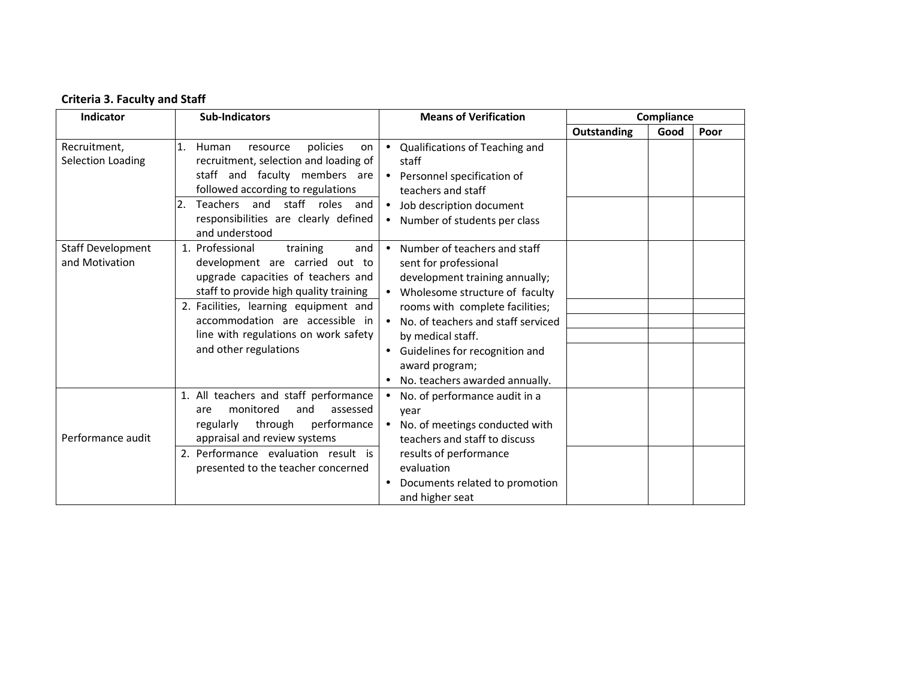**Criteria 3. Faculty and Staff**

| Indicator | Sub-Indicators | Means of Verification | Compliance | | |
|---|---|---|---|---|---|
| | | | Outstanding | Good | Poor |
| Recruitment, Selection Loading | 1. Human resource policies on recruitment, selection and loading of staff and faculty members are followed according to regulations | • Qualifications of Teaching and staff<br>• Personnel specification of teachers and staff<br>• Job description document<br>• Number of students per class | | | |
| | 2. Teachers and staff roles and responsibilities are clearly defined and understood | | | | |
| Staff Development and Motivation | 1. Professional training and development are carried out to upgrade capacities of teachers and staff to provide high quality training | • Number of teachers and staff sent for professional development training annually;<br>• Wholesome structure of faculty rooms with complete facilities;<br>• No. of teachers and staff serviced by medical staff.<br>• Guidelines for recognition and award program;<br>• No. teachers awarded annually. | | | |
| | 2. Facilities, learning equipment and accommodation are accessible in line with regulations on work safety and other regulations | | | | |
| Performance audit | 1. All teachers and staff performance are monitored and assessed regularly through performance appraisal and review systems | • No. of performance audit in a year<br>• No. of meetings conducted with teachers and staff to discuss results of performance evaluation<br>• Documents related to promotion and higher seat | | | |
| | 2. Performance evaluation result is presented to the teacher concerned | | | | |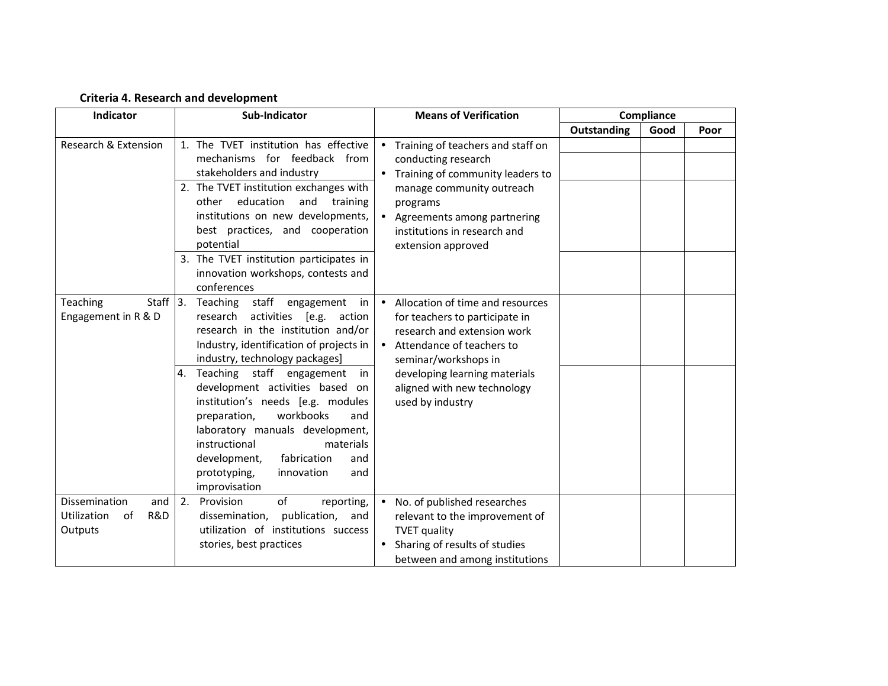**Criteria 4. Research and development**

| Indicator | Sub-Indicator | Means of Verification | Compliance | | |
|---|---|---|---|---|---|
| | | | Outstanding | Good | Poor |
| Research & Extension | 1. The TVET institution has effective mechanisms for feedback from stakeholders and industry | • Training of teachers and staff on conducting research<br>• Training of community leaders to manage community outreach programs<br>• Agreements among partnering institutions in research and extension approved | | | |
| | 2. The TVET institution exchanges with other education and training institutions on new developments, best practices, and cooperation potential | | | | |
| | 3. The TVET institution participates in innovation workshops, contests and conferences | | | | |
| Teaching Staff Engagement in R & D | 3. Teaching staff engagement in research activities [e.g. action research in the institution and/or Industry, identification of projects in industry, technology packages] | • Allocation of time and resources for teachers to participate in research and extension work<br>• Attendance of teachers to seminar/workshops in developing learning materials aligned with new technology used by industry | | | |
| | 4. Teaching staff engagement in development activities based on institution's needs [e.g. modules preparation, workbooks and laboratory manuals development, instructional materials development, fabrication and prototyping, innovation and improvisation | | | | |
| Dissemination and Utilization of R&D Outputs | 2. Provision of reporting, dissemination, publication, and utilization of institutions success stories, best practices | • No. of published researches relevant to the improvement of TVET quality<br>• Sharing of results of studies between and among institutions | | | |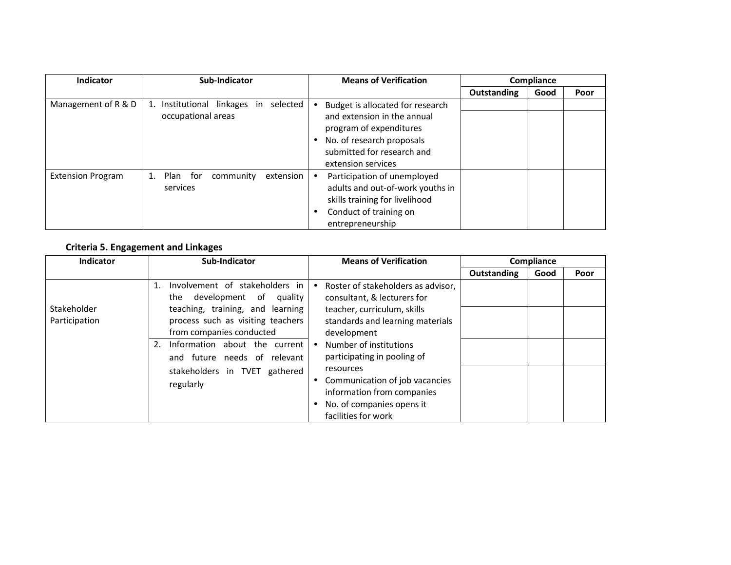| Indicator | Sub-Indicator | Means of Verification | Compliance | | |
|---|---|---|---|---|---|
| | | | Outstanding | Good | Poor |
| Management of R & D | 1. Institutional linkages in selected occupational areas | • Budget is allocated for research and extension in the annual program of expenditures<br>• No. of research proposals submitted for research and extension services | | | |
| Extension Program | 1. Plan for community extension services | • Participation of unemployed adults and out-of-work youths in skills training for livelihood<br>• Conduct of training on entrepreneurship | | | |

### Criteria 5. Engagement and Linkages

| Indicator | Sub-Indicator | Means of Verification | Compliance | | |
|---|---|---|---|---|---|
| | | | Outstanding | Good | Poor |
| Stakeholder Participation | 1. Involvement of stakeholders in the development of quality teaching, training, and learning process such as visiting teachers from companies conducted<br>2. Information about the current and future needs of relevant stakeholders in TVET gathered regularly | • Roster of stakeholders as advisor, consultant, & lecturers for teacher, curriculum, skills standards and learning materials development<br>• Number of institutions participating in pooling of resources<br>• Communication of job vacancies information from companies<br>• No. of companies opens it facilities for work | | | |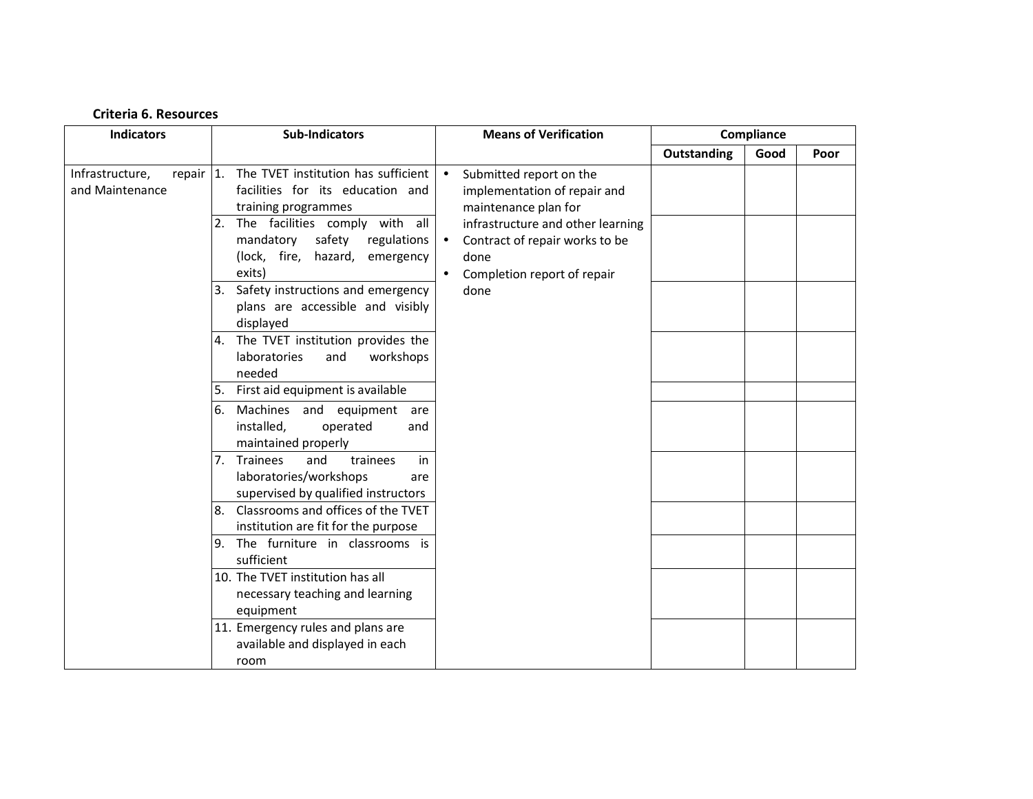**Criteria 6. Resources**

| Indicators | Sub-Indicators | Means of Verification | Compliance | | |
|---|---|---|---|---|---|
| | | | Outstanding | Good | Poor |
| Infrastructure, repair and Maintenance | 1. The TVET institution has sufficient facilities for its education and training programmes | • Submitted report on the implementation of repair and maintenance plan for infrastructure and other learning<br>• Contract of repair works to be done<br>• Completion report of repair done | | | |
| | 2. The facilities comply with all mandatory safety regulations (lock, fire, hazard, emergency exits) | | | | |
| | 3. Safety instructions and emergency plans are accessible and visibly displayed | | | | |
| | 4. The TVET institution provides the laboratories and workshops needed | | | | |
| | 5. First aid equipment is available | | | | |
| | 6. Machines and equipment are installed, operated and maintained properly | | | | |
| | 7. Trainees and trainees in laboratories/workshops are supervised by qualified instructors | | | | |
| | 8. Classrooms and offices of the TVET institution are fit for the purpose | | | | |
| | 9. The furniture in classrooms is sufficient | | | | |
| | 10. The TVET institution has all necessary teaching and learning equipment | | | | |
| | 11. Emergency rules and plans are available and displayed in each room | | | | |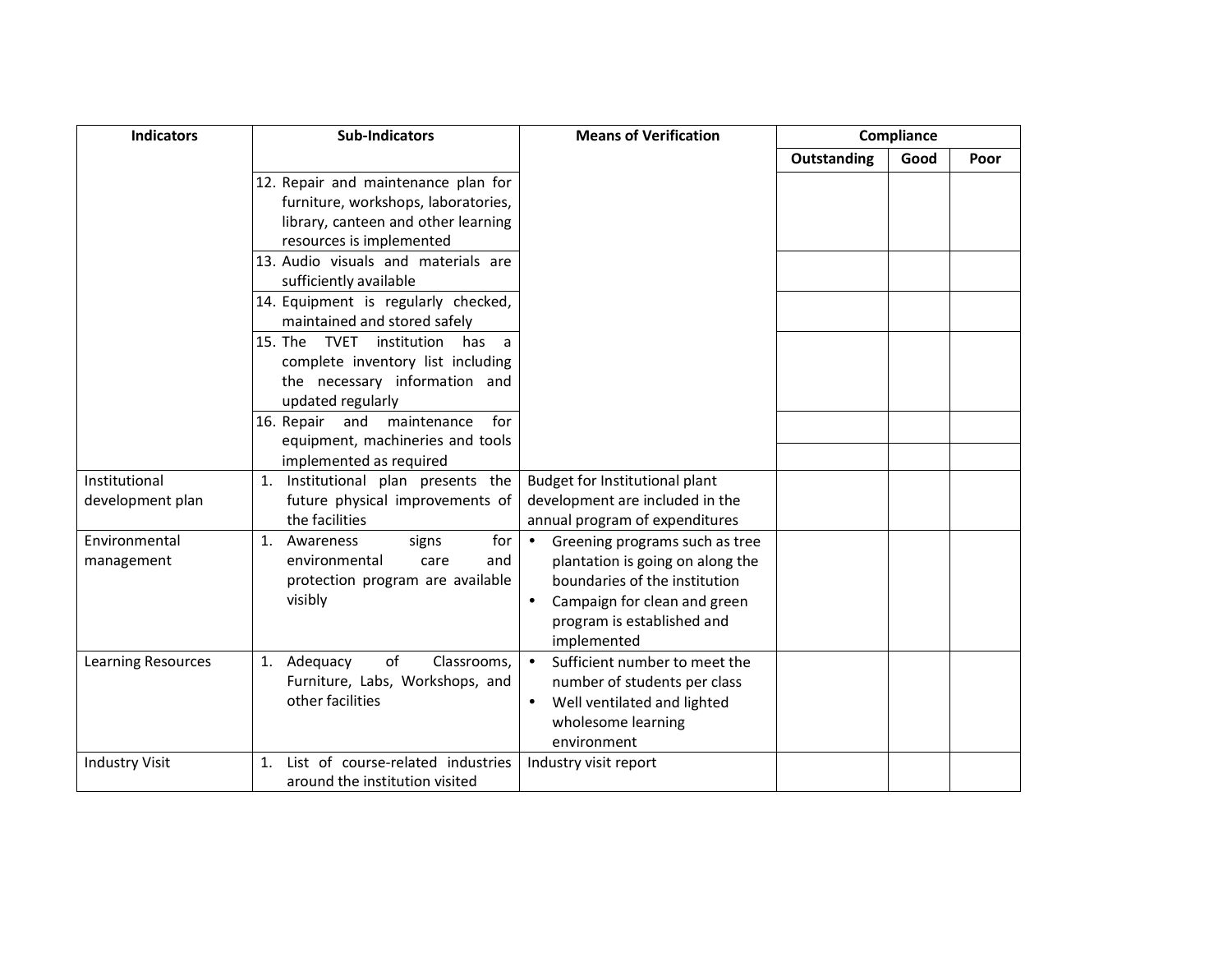| Indicators | Sub-Indicators | Means of Verification | Compliance | | |
|---|---|---|---|---|---|
| | | | Outstanding | Good | Poor |
| | 12. Repair and maintenance plan for furniture, workshops, laboratories, library, canteen and other learning resources is implemented | | | | |
| | 13. Audio visuals and materials are sufficiently available | | | | |
| | 14. Equipment is regularly checked, maintained and stored safely | | | | |
| | 15. The TVET institution has a complete inventory list including the necessary information and updated regularly | | | | |
| | 16. Repair and maintenance for equipment, machineries and tools implemented as required | | | | |
| Institutional development plan | 1. Institutional plan presents the future physical improvements of the facilities | Budget for Institutional plant development are included in the annual program of expenditures | | | |
| Environmental management | 1. Awareness signs for environmental care and protection program are available visibly | • Greening programs such as tree plantation is going on along the boundaries of the institution<br>• Campaign for clean and green program is established and implemented | | | |
| Learning Resources | 1. Adequacy of Classrooms, Furniture, Labs, Workshops, and other facilities | • Sufficient number to meet the number of students per class<br>• Well ventilated and lighted wholesome learning environment | | | |
| Industry Visit | 1. List of course-related industries around the institution visited | Industry visit report | | | |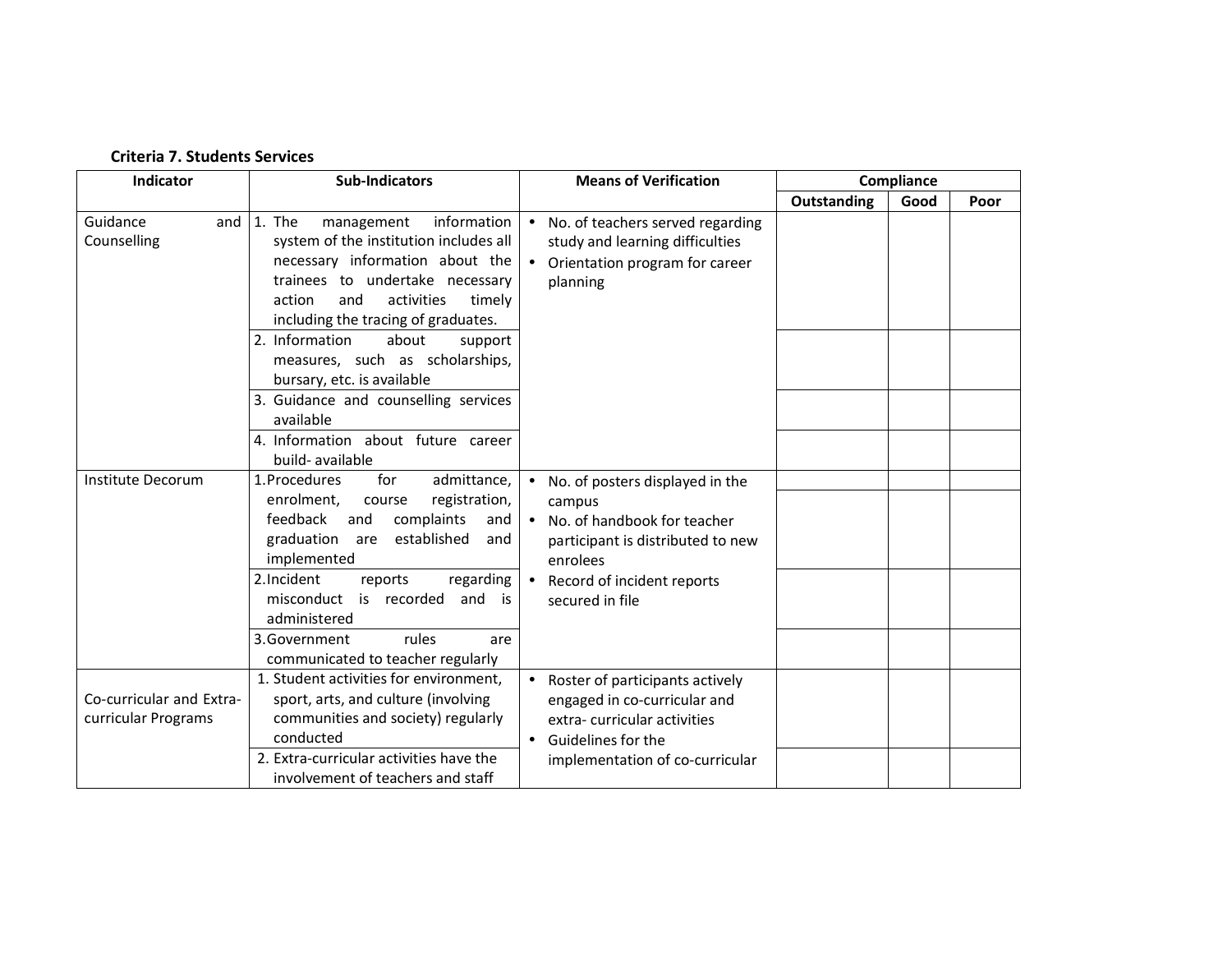**Criteria 7. Students Services**

| Indicator | Sub-Indicators | Means of Verification | Compliance | | |
|---|---|---|---|---|---|
| | | | Outstanding | Good | Poor |
| Guidance and Counselling | 1. The management information system of the institution includes all necessary information about the trainees to undertake necessary action and activities timely including the tracing of graduates. | • No. of teachers served regarding study and learning difficulties<br>• Orientation program for career planning | | | |
| | 2. Information about support measures, such as scholarships, bursary, etc. is available | | | | |
| | 3. Guidance and counselling services available | | | | |
| | 4. Information about future career build- available | | | | |
| Institute Decorum | 1.Procedures for admittance, enrolment, course registration, feedback and complaints and graduation are established and implemented | • No. of posters displayed in the campus<br>• No. of handbook for teacher participant is distributed to new enrolees<br>• Record of incident reports secured in file | | | |
| | 2.Incident reports regarding misconduct is recorded and is administered | | | | |
| | 3.Government rules are communicated to teacher regularly | | | | |
| Co-curricular and Extra-curricular Programs | 1. Student activities for environment, sport, arts, and culture (involving communities and society) regularly conducted | • Roster of participants actively engaged in co-curricular and extra- curricular activities<br>• Guidelines for the implementation of co-curricular | | | |
| | 2. Extra-curricular activities have the involvement of teachers and staff | | | | |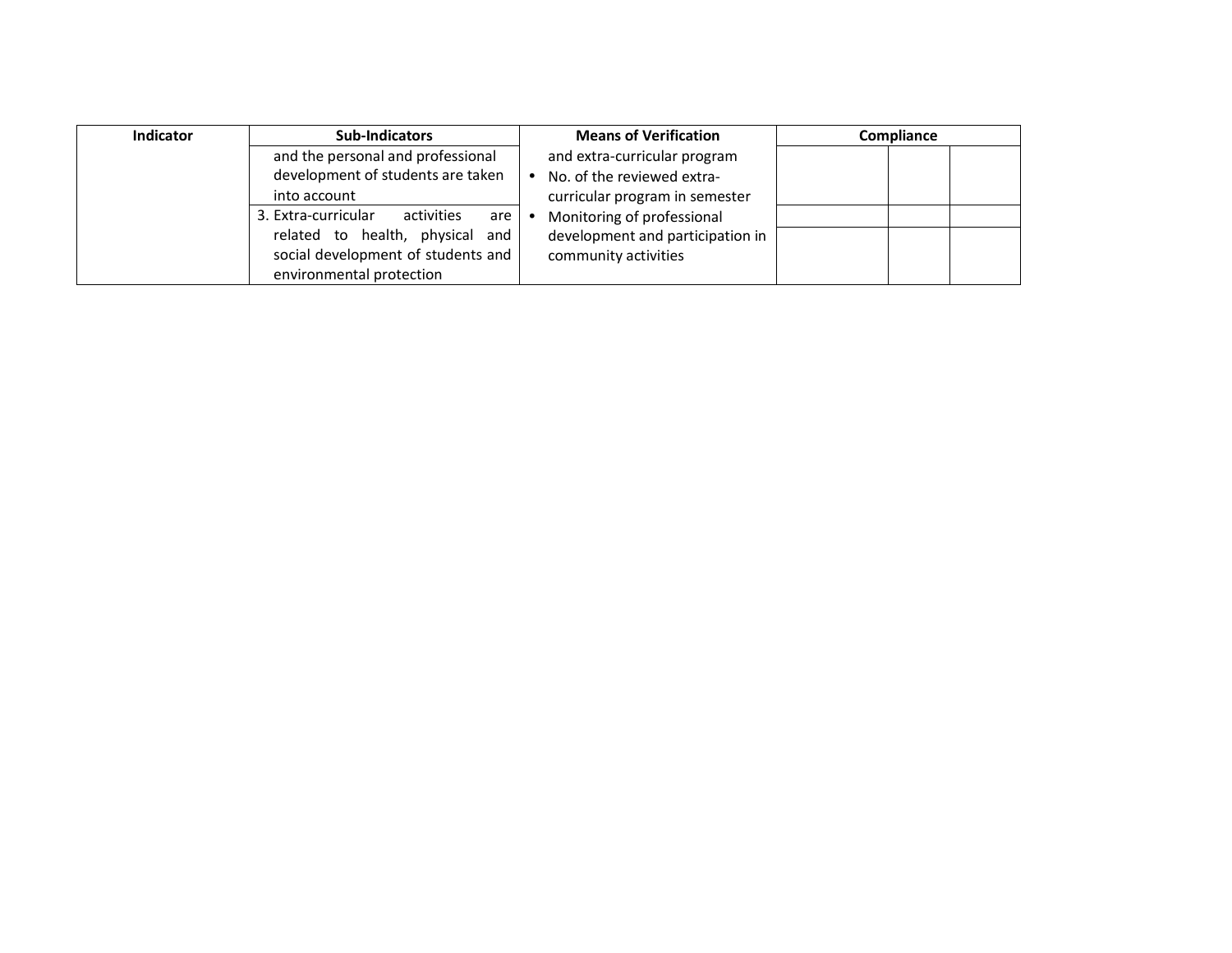| Indicator | Sub-Indicators | Means of Verification | Compliance | | |
|---|---|---|---|---|---|
| | and the personal and professional development of students are taken into account | and extra-curricular program<br>• No. of the reviewed extra-curricular program in semester<br>• Monitoring of professional development and participation in community activities | | | |
| | | | | | |
| | 3. Extra-curricular activities are related to health, physical and social development of students and environmental protection | | | | |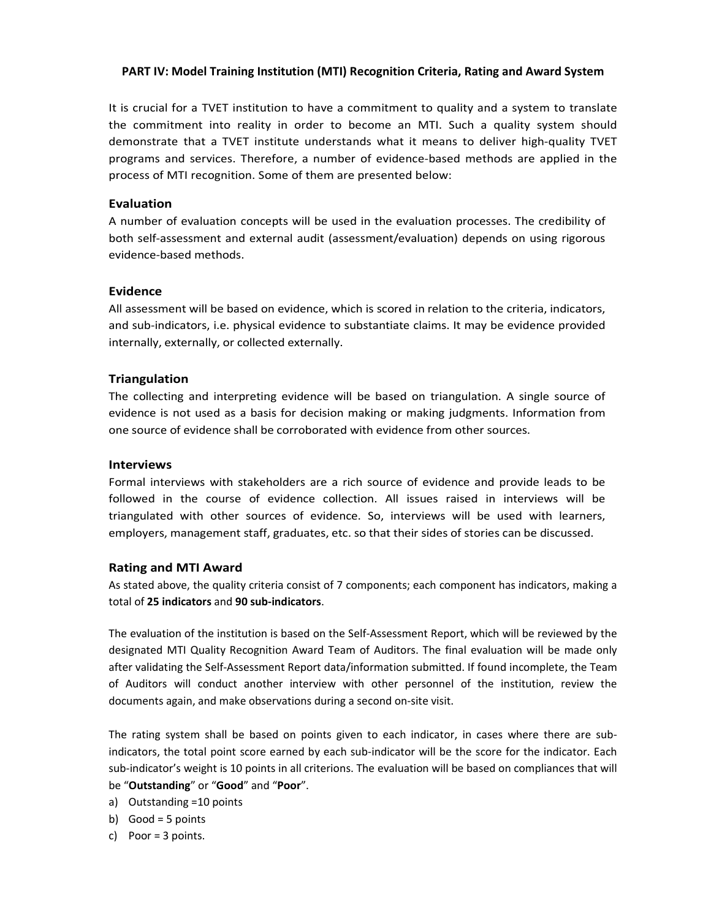**PART IV: Model Training Institution (MTI) Recognition Criteria, Rating and Award System**

It is crucial for a TVET institution to have a commitment to quality and a system to translate the commitment into reality in order to become an MTI. Such a quality system should demonstrate that a TVET institute understands what it means to deliver high-quality TVET programs and services. Therefore, a number of evidence-based methods are applied in the process of MTI recognition. Some of them are presented below:

### Evaluation

A number of evaluation concepts will be used in the evaluation processes. The credibility of both self-assessment and external audit (assessment/evaluation) depends on using rigorous evidence-based methods.

### Evidence

All assessment will be based on evidence, which is scored in relation to the criteria, indicators, and sub-indicators, i.e. physical evidence to substantiate claims. It may be evidence provided internally, externally, or collected externally.

### Triangulation

The collecting and interpreting evidence will be based on triangulation. A single source of evidence is not used as a basis for decision making or making judgments. Information from one source of evidence shall be corroborated with evidence from other sources.

### Interviews

Formal interviews with stakeholders are a rich source of evidence and provide leads to be followed in the course of evidence collection. All issues raised in interviews will be triangulated with other sources of evidence. So, interviews will be used with learners, employers, management staff, graduates, etc. so that their sides of stories can be discussed.

### Rating and MTI Award

As stated above, the quality criteria consist of 7 components; each component has indicators, making a total of **25 indicators** and **90 sub-indicators**.

The evaluation of the institution is based on the Self-Assessment Report, which will be reviewed by the designated MTI Quality Recognition Award Team of Auditors. The final evaluation will be made only after validating the Self-Assessment Report data/information submitted. If found incomplete, the Team of Auditors will conduct another interview with other personnel of the institution, review the documents again, and make observations during a second on-site visit.

The rating system shall be based on points given to each indicator, in cases where there are sub-indicators, the total point score earned by each sub-indicator will be the score for the indicator. Each sub-indicator's weight is 10 points in all criterions. The evaluation will be based on compliances that will be "**Outstanding**" or "**Good**" and "**Poor**".

a) Outstanding =10 points
b) Good = 5 points
c) Poor = 3 points.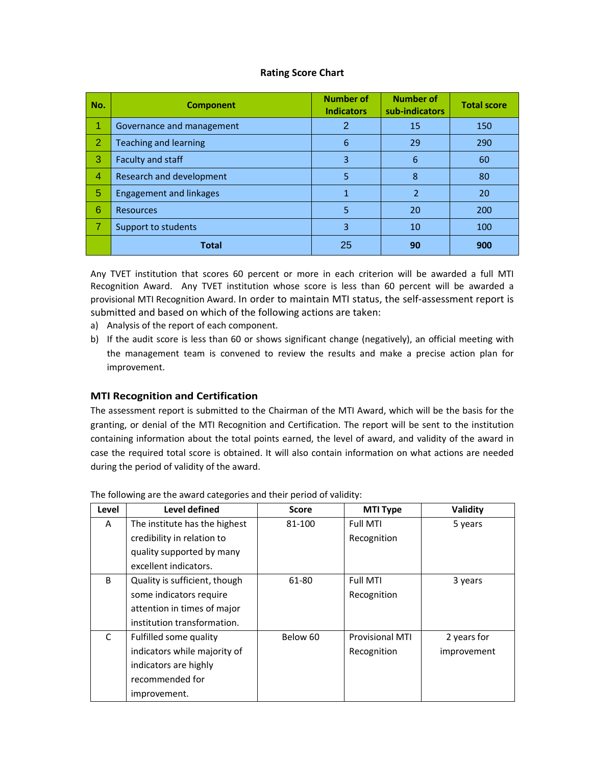**Rating Score Chart**

| No. | Component | Number of Indicators | Number of sub-indicators | Total score |
|---|---|---|---|---|
| 1 | Governance and management | 2 | 15 | 150 |
| 2 | Teaching and learning | 6 | 29 | 290 |
| 3 | Faculty and staff | 3 | 6 | 60 |
| 4 | Research and development | 5 | 8 | 80 |
| 5 | Engagement and linkages | 1 | 2 | 20 |
| 6 | Resources | 5 | 20 | 200 |
| 7 | Support to students | 3 | 10 | 100 |
| | **Total** | 25 | **90** | **900** |

Any TVET institution that scores 60 percent or more in each criterion will be awarded a full MTI Recognition Award. Any TVET institution whose score is less than 60 percent will be awarded a provisional MTI Recognition Award. In order to maintain MTI status, the self-assessment report is submitted and based on which of the following actions are taken:

a) Analysis of the report of each component.
b) If the audit score is less than 60 or shows significant change (negatively), an official meeting with the management team is convened to review the results and make a precise action plan for improvement.

### MTI Recognition and Certification

The assessment report is submitted to the Chairman of the MTI Award, which will be the basis for the granting, or denial of the MTI Recognition and Certification. The report will be sent to the institution containing information about the total points earned, the level of award, and validity of the award in case the required total score is obtained. It will also contain information on what actions are needed during the period of validity of the award.

The following are the award categories and their period of validity:

| Level | Level defined | Score | MTI Type | Validity |
|---|---|---|---|---|
| A | The institute has the highest credibility in relation to quality supported by many excellent indicators. | 81-100 | Full MTI Recognition | 5 years |
| B | Quality is sufficient, though some indicators require attention in times of major institution transformation. | 61-80 | Full MTI Recognition | 3 years |
| C | Fulfilled some quality indicators while majority of indicators are highly recommended for improvement. | Below 60 | Provisional MTI Recognition | 2 years for improvement |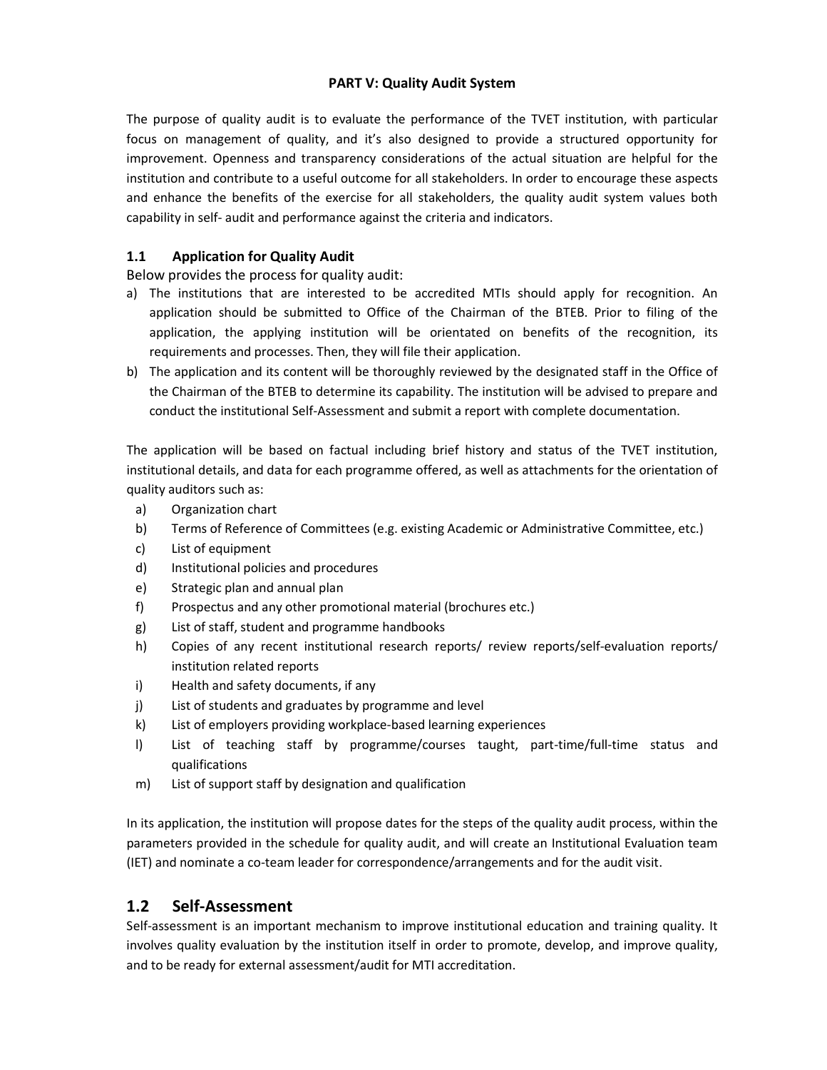# PART V: Quality Audit System

The purpose of quality audit is to evaluate the performance of the TVET institution, with particular focus on management of quality, and it's also designed to provide a structured opportunity for improvement. Openness and transparency considerations of the actual situation are helpful for the institution and contribute to a useful outcome for all stakeholders. In order to encourage these aspects and enhance the benefits of the exercise for all stakeholders, the quality audit system values both capability in self- audit and performance against the criteria and indicators.

### 1.1 Application for Quality Audit

Below provides the process for quality audit:

a) The institutions that are interested to be accredited MTIs should apply for recognition. An application should be submitted to Office of the Chairman of the BTEB. Prior to filing of the application, the applying institution will be orientated on benefits of the recognition, its requirements and processes. Then, they will file their application.
b) The application and its content will be thoroughly reviewed by the designated staff in the Office of the Chairman of the BTEB to determine its capability. The institution will be advised to prepare and conduct the institutional Self-Assessment and submit a report with complete documentation.

The application will be based on factual including brief history and status of the TVET institution, institutional details, and data for each programme offered, as well as attachments for the orientation of quality auditors such as:

a) Organization chart
b) Terms of Reference of Committees (e.g. existing Academic or Administrative Committee, etc.)
c) List of equipment
d) Institutional policies and procedures
e) Strategic plan and annual plan
f) Prospectus and any other promotional material (brochures etc.)
g) List of staff, student and programme handbooks
h) Copies of any recent institutional research reports/ review reports/self-evaluation reports/ institution related reports
i) Health and safety documents, if any
j) List of students and graduates by programme and level
k) List of employers providing workplace-based learning experiences
l) List of teaching staff by programme/courses taught, part-time/full-time status and qualifications
m) List of support staff by designation and qualification

In its application, the institution will propose dates for the steps of the quality audit process, within the parameters provided in the schedule for quality audit, and will create an Institutional Evaluation team (IET) and nominate a co-team leader for correspondence/arrangements and for the audit visit.

## 1.2 Self-Assessment

Self-assessment is an important mechanism to improve institutional education and training quality. It involves quality evaluation by the institution itself in order to promote, develop, and improve quality, and to be ready for external assessment/audit for MTI accreditation.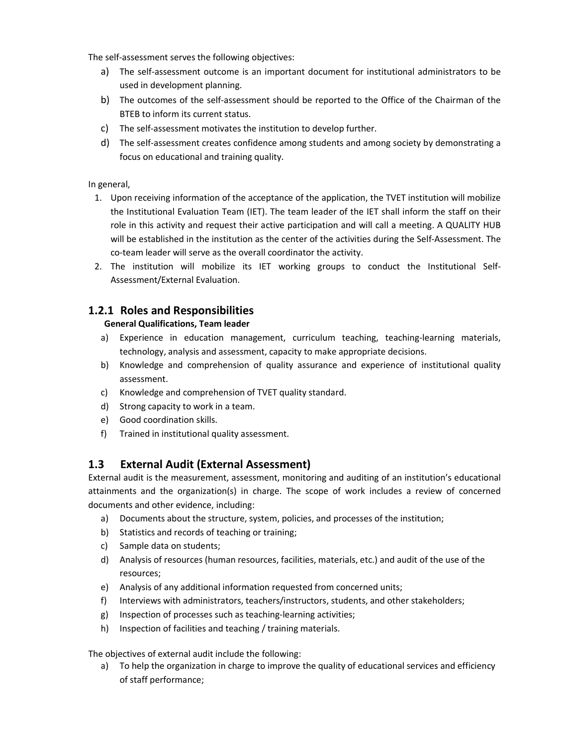The self-assessment serves the following objectives:

a) The self-assessment outcome is an important document for institutional administrators to be used in development planning.
b) The outcomes of the self-assessment should be reported to the Office of the Chairman of the BTEB to inform its current status.
c) The self-assessment motivates the institution to develop further.
d) The self-assessment creates confidence among students and among society by demonstrating a focus on educational and training quality.

In general,

1. Upon receiving information of the acceptance of the application, the TVET institution will mobilize the Institutional Evaluation Team (IET). The team leader of the IET shall inform the staff on their role in this activity and request their active participation and will call a meeting. A QUALITY HUB will be established in the institution as the center of the activities during the Self-Assessment. The co-team leader will serve as the overall coordinator the activity.
2. The institution will mobilize its IET working groups to conduct the Institutional Self-Assessment/External Evaluation.

### 1.2.1 Roles and Responsibilities

**General Qualifications, Team leader**

a) Experience in education management, curriculum teaching, teaching-learning materials, technology, analysis and assessment, capacity to make appropriate decisions.
b) Knowledge and comprehension of quality assurance and experience of institutional quality assessment.
c) Knowledge and comprehension of TVET quality standard.
d) Strong capacity to work in a team.
e) Good coordination skills.
f) Trained in institutional quality assessment.

## 1.3 External Audit (External Assessment)

External audit is the measurement, assessment, monitoring and auditing of an institution's educational attainments and the organization(s) in charge. The scope of work includes a review of concerned documents and other evidence, including:

a) Documents about the structure, system, policies, and processes of the institution;
b) Statistics and records of teaching or training;
c) Sample data on students;
d) Analysis of resources (human resources, facilities, materials, etc.) and audit of the use of the resources;
e) Analysis of any additional information requested from concerned units;
f) Interviews with administrators, teachers/instructors, students, and other stakeholders;
g) Inspection of processes such as teaching-learning activities;
h) Inspection of facilities and teaching / training materials.

The objectives of external audit include the following:

a) To help the organization in charge to improve the quality of educational services and efficiency of staff performance;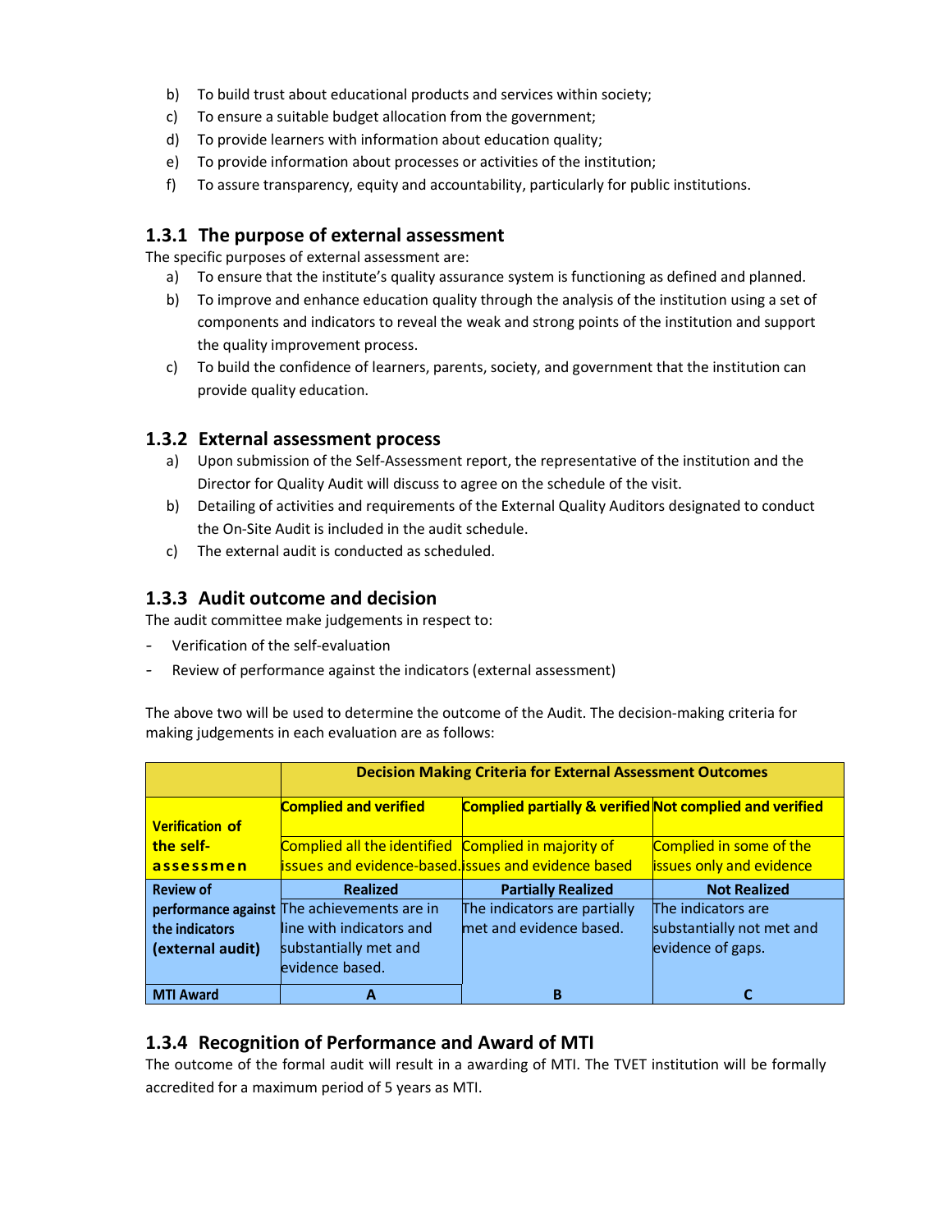b) To build trust about educational products and services within society;
c) To ensure a suitable budget allocation from the government;
d) To provide learners with information about education quality;
e) To provide information about processes or activities of the institution;
f) To assure transparency, equity and accountability, particularly for public institutions.

### 1.3.1 The purpose of external assessment

The specific purposes of external assessment are:

a) To ensure that the institute's quality assurance system is functioning as defined and planned.
b) To improve and enhance education quality through the analysis of the institution using a set of components and indicators to reveal the weak and strong points of the institution and support the quality improvement process.
c) To build the confidence of learners, parents, society, and government that the institution can provide quality education.

### 1.3.2 External assessment process

a) Upon submission of the Self-Assessment report, the representative of the institution and the Director for Quality Audit will discuss to agree on the schedule of the visit.
b) Detailing of activities and requirements of the External Quality Auditors designated to conduct the On-Site Audit is included in the audit schedule.
c) The external audit is conducted as scheduled.

### 1.3.3 Audit outcome and decision

The audit committee make judgements in respect to:

- Verification of the self-evaluation
- Review of performance against the indicators (external assessment)

The above two will be used to determine the outcome of the Audit. The decision-making criteria for making judgements in each evaluation are as follows:

| | **Decision Making Criteria for External Assessment Outcomes** | | |
|---|---|---|---|
| **Verification of the self-assessmen** | **Complied and verified**<br>Complied all the identified issues and evidence-based. | **Complied partially & verified**<br>Complied in majority of issues and evidence based | **Not complied and verified**<br>Complied in some of the issues only and evidence |
| **Review of performance against the indicators (external audit)** | **Realized**<br>The achievements are in line with indicators and substantially met and evidence based. | **Partially Realized**<br>The indicators are partially met and evidence based. | **Not Realized**<br>The indicators are substantially not met and evidence of gaps. |
| **MTI Award** | **A** | **B** | **C** |

### 1.3.4 Recognition of Performance and Award of MTI

The outcome of the formal audit will result in a awarding of MTI. The TVET institution will be formally accredited for a maximum period of 5 years as MTI.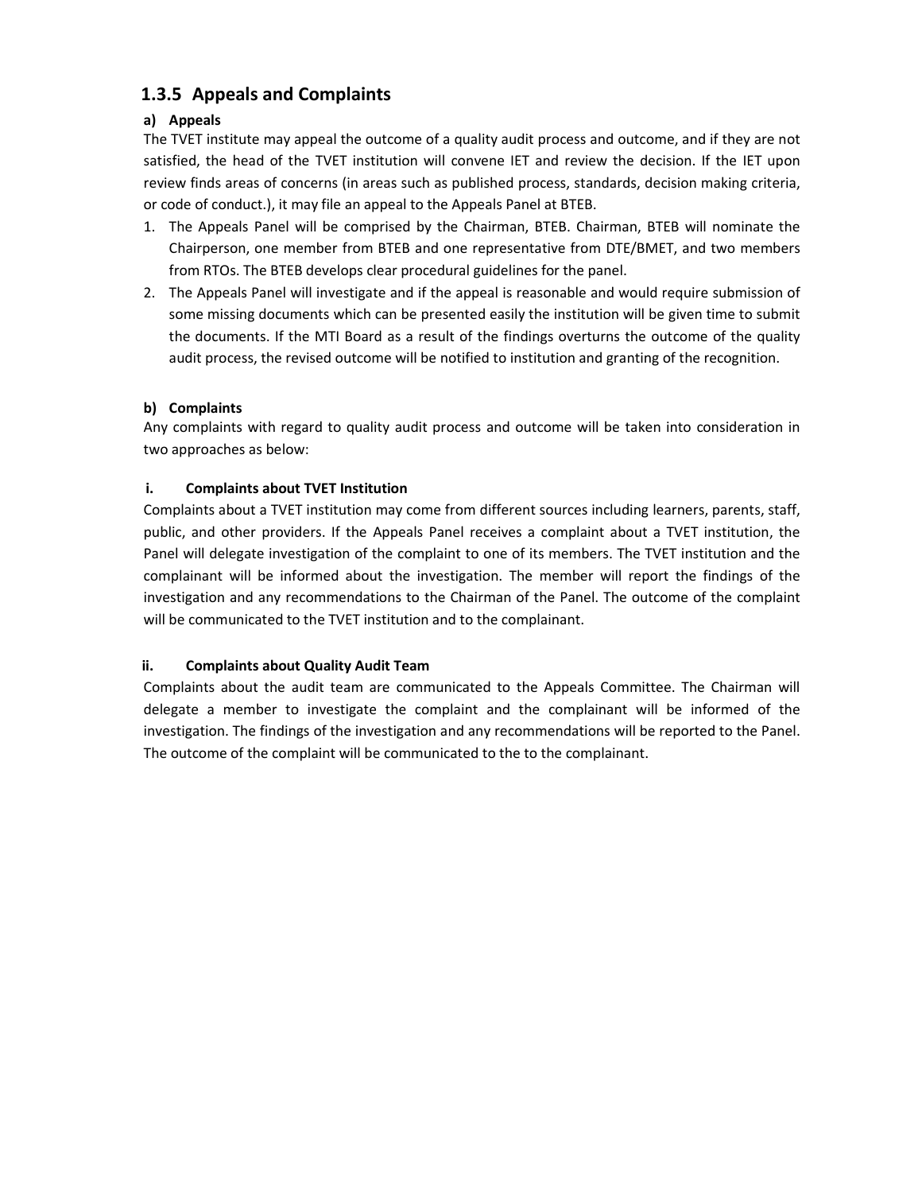### 1.3.5 Appeals and Complaints

**a) Appeals**

The TVET institute may appeal the outcome of a quality audit process and outcome, and if they are not satisfied, the head of the TVET institution will convene IET and review the decision. If the IET upon review finds areas of concerns (in areas such as published process, standards, decision making criteria, or code of conduct.), it may file an appeal to the Appeals Panel at BTEB.

1. The Appeals Panel will be comprised by the Chairman, BTEB. Chairman, BTEB will nominate the Chairperson, one member from BTEB and one representative from DTE/BMET, and two members from RTOs. The BTEB develops clear procedural guidelines for the panel.
2. The Appeals Panel will investigate and if the appeal is reasonable and would require submission of some missing documents which can be presented easily the institution will be given time to submit the documents. If the MTI Board as a result of the findings overturns the outcome of the quality audit process, the revised outcome will be notified to institution and granting of the recognition.

**b) Complaints**

Any complaints with regard to quality audit process and outcome will be taken into consideration in two approaches as below:

**i. Complaints about TVET Institution**

Complaints about a TVET institution may come from different sources including learners, parents, staff, public, and other providers. If the Appeals Panel receives a complaint about a TVET institution, the Panel will delegate investigation of the complaint to one of its members. The TVET institution and the complainant will be informed about the investigation. The member will report the findings of the investigation and any recommendations to the Chairman of the Panel. The outcome of the complaint will be communicated to the TVET institution and to the complainant.

**ii. Complaints about Quality Audit Team**

Complaints about the audit team are communicated to the Appeals Committee. The Chairman will delegate a member to investigate the complaint and the complainant will be informed of the investigation. The findings of the investigation and any recommendations will be reported to the Panel. The outcome of the complaint will be communicated to the to the complainant.